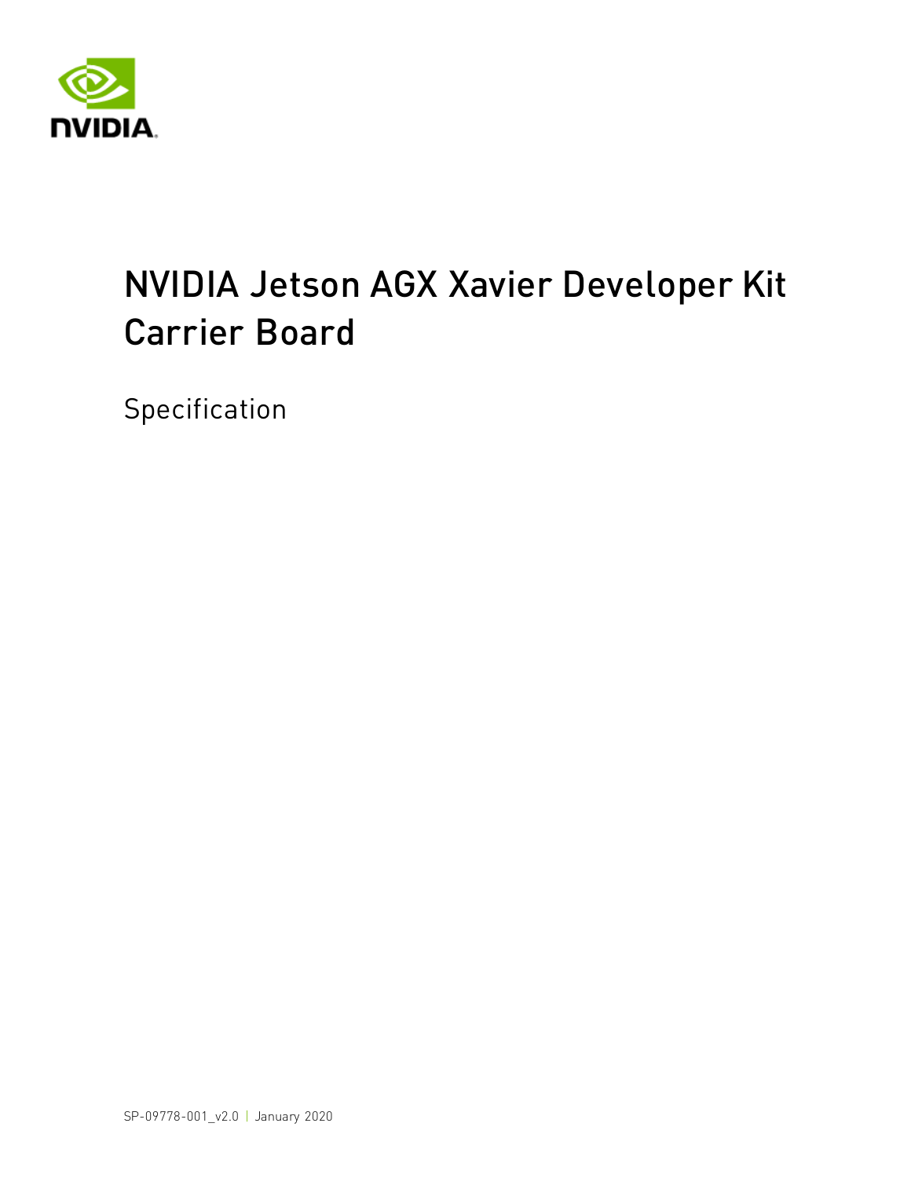# NVIDIA Jetson AGX Xavier Developer Kit Carrier Board

Specification

SP-09778-001_v2.0 | January 2020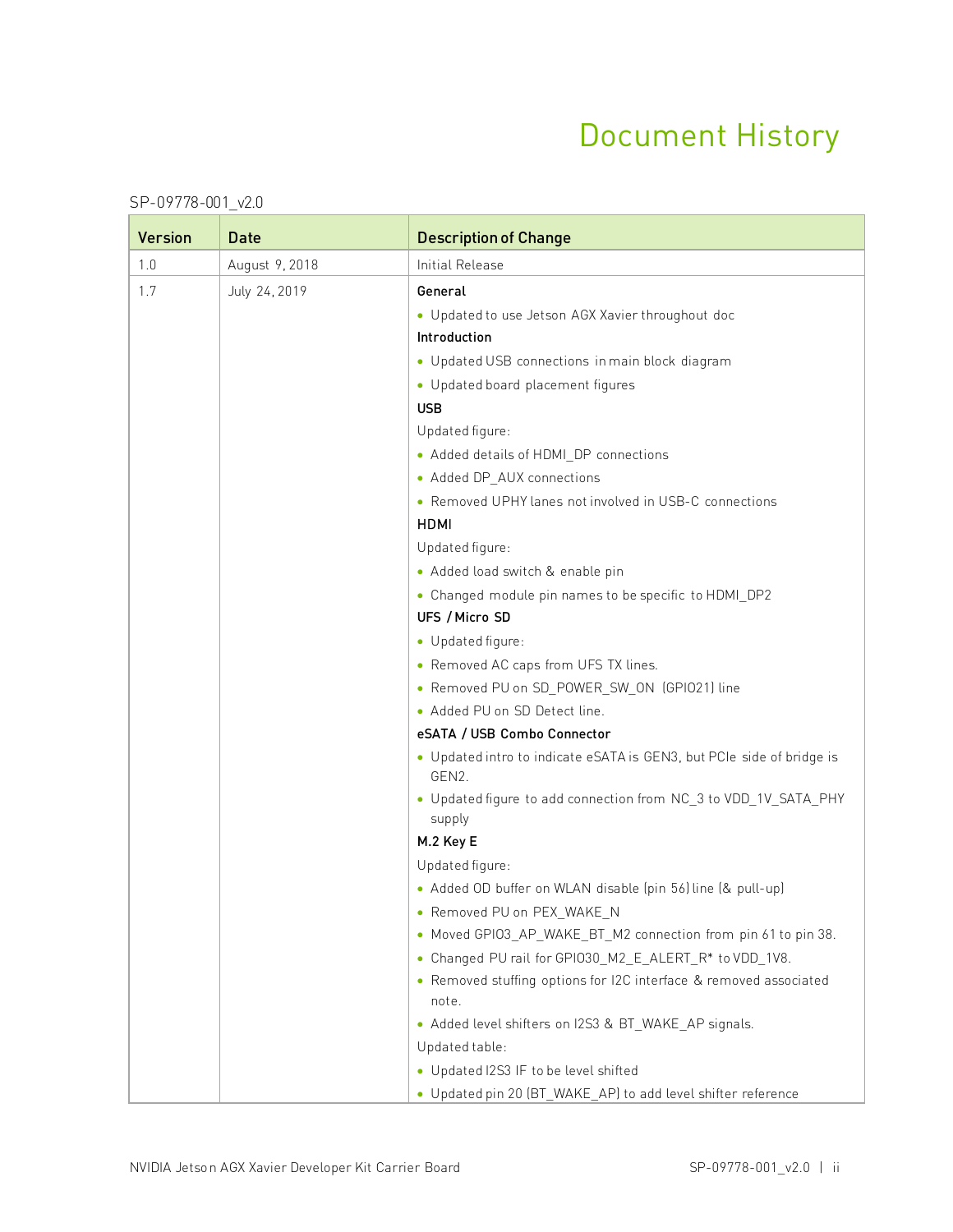# Document History

SP-09778-001_v2.0

| Version | Date | Description of Change |
|---|---|---|
| 1.0 | August 9, 2018 | Initial Release |
| 1.7 | July 24, 2019 | **General**<br>• Updated to use Jetson AGX Xavier throughout doc<br>**Introduction**<br>• Updated USB connections in main block diagram<br>• Updated board placement figures<br>**USB**<br>Updated figure:<br>• Added details of HDMI_DP connections<br>• Added DP_AUX connections<br>• Removed UPHY lanes not involved in USB-C connections<br>**HDMI**<br>Updated figure:<br>• Added load switch & enable pin<br>• Changed module pin names to be specific to HDMI_DP2<br>**UFS / Micro SD**<br>• Updated figure:<br>• Removed AC caps from UFS TX lines.<br>• Removed PU on SD_POWER_SW_ON (GPIO21) line<br>• Added PU on SD Detect line.<br>**eSATA / USB Combo Connector**<br>• Updated intro to indicate eSATA is GEN3, but PCIe side of bridge is GEN2.<br>• Updated figure to add connection from NC_3 to VDD_1V_SATA_PHY supply<br>**M.2 Key E**<br>Updated figure:<br>• Added OD buffer on WLAN disable (pin 56) line (& pull-up)<br>• Removed PU on PEX_WAKE_N<br>• Moved GPIO3_AP_WAKE_BT_M2 connection from pin 61 to pin 38.<br>• Changed PU rail for GPIO30_M2_E_ALERT_R* to VDD_1V8.<br>• Removed stuffing options for I2C interface & removed associated note.<br>• Added level shifters on I2S3 & BT_WAKE_AP signals.<br>Updated table:<br>• Updated I2S3 IF to be level shifted<br>• Updated pin 20 (BT_WAKE_AP) to add level shifter reference |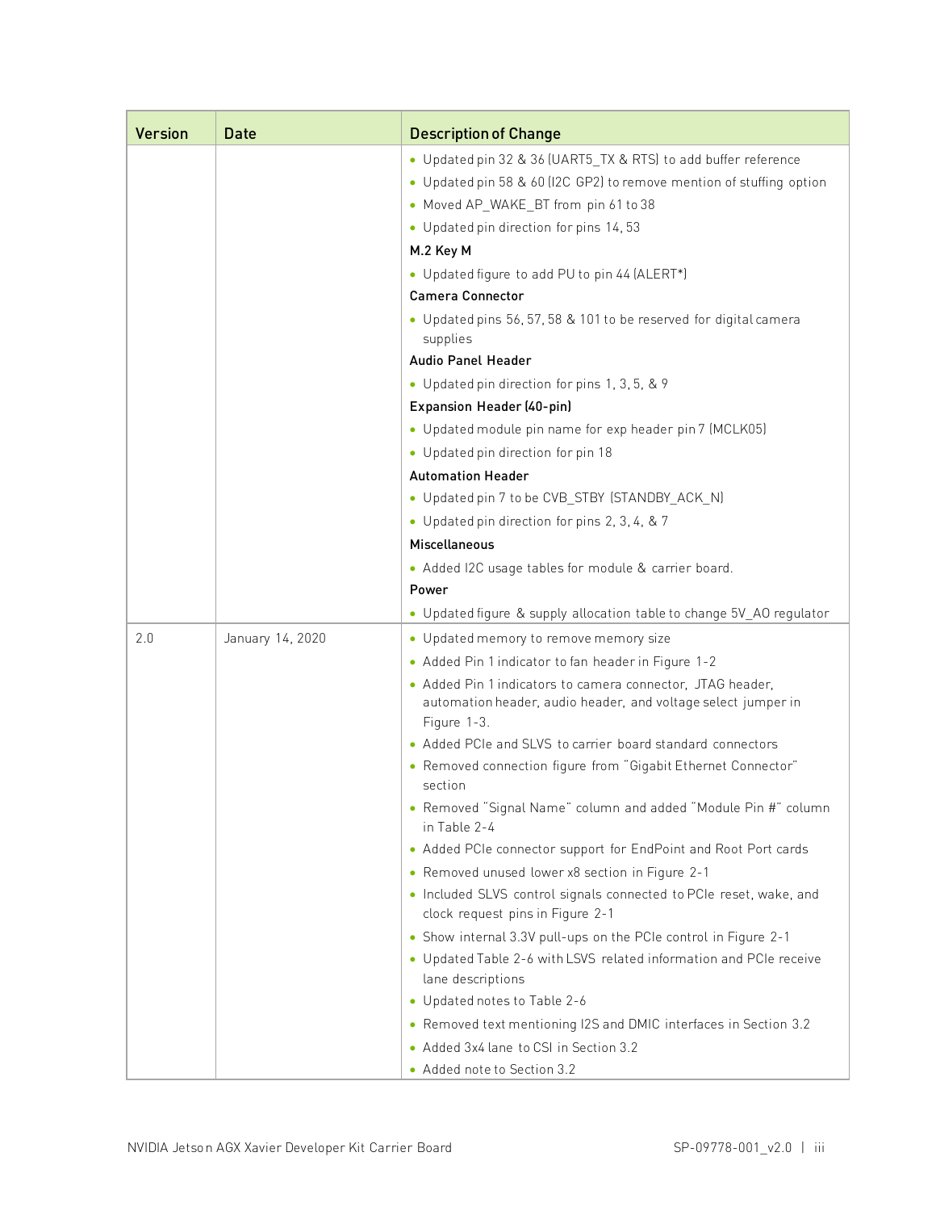| Version | Date | Description of Change |
|---|---|---|
| | | • Updated pin 32 & 36 (UART5_TX & RTS) to add buffer reference<br>• Updated pin 58 & 60 (I2C GP2) to remove mention of stuffing option<br>• Moved AP_WAKE_BT from pin 61 to 38<br>• Updated pin direction for pins 14, 53<br>**M.2 Key M**<br>• Updated figure to add PU to pin 44 (ALERT*)<br>**Camera Connector**<br>• Updated pins 56, 57, 58 & 101 to be reserved for digital camera supplies<br>**Audio Panel Header**<br>• Updated pin direction for pins 1, 3, 5, & 9<br>**Expansion Header (40-pin)**<br>• Updated module pin name for exp header pin 7 (MCLK05)<br>• Updated pin direction for pin 18<br>**Automation Header**<br>• Updated pin 7 to be CVB_STBY (STANDBY_ACK_N)<br>• Updated pin direction for pins 2, 3, 4, & 7<br>**Miscellaneous**<br>• Added I2C usage tables for module & carrier board.<br>**Power**<br>• Updated figure & supply allocation table to change 5V_AO regulator |
| 2.0 | January 14, 2020 | • Updated memory to remove memory size<br>• Added Pin 1 indicator to fan header in Figure 1-2<br>• Added Pin 1 indicators to camera connector, JTAG header, automation header, audio header, and voltage select jumper in Figure 1-3.<br>• Added PCIe and SLVS to carrier board standard connectors<br>• Removed connection figure from "Gigabit Ethernet Connector" section<br>• Removed "Signal Name" column and added "Module Pin #" column in Table 2-4<br>• Added PCIe connector support for EndPoint and Root Port cards<br>• Removed unused lower x8 section in Figure 2-1<br>• Included SLVS control signals connected to PCIe reset, wake, and clock request pins in Figure 2-1<br>• Show internal 3.3V pull-ups on the PCIe control in Figure 2-1<br>• Updated Table 2-6 with LSVS related information and PCIe receive lane descriptions<br>• Updated notes to Table 2-6<br>• Removed text mentioning I2S and DMIC interfaces in Section 3.2<br>• Added 3x4 lane to CSI in Section 3.2<br>• Added note to Section 3.2 |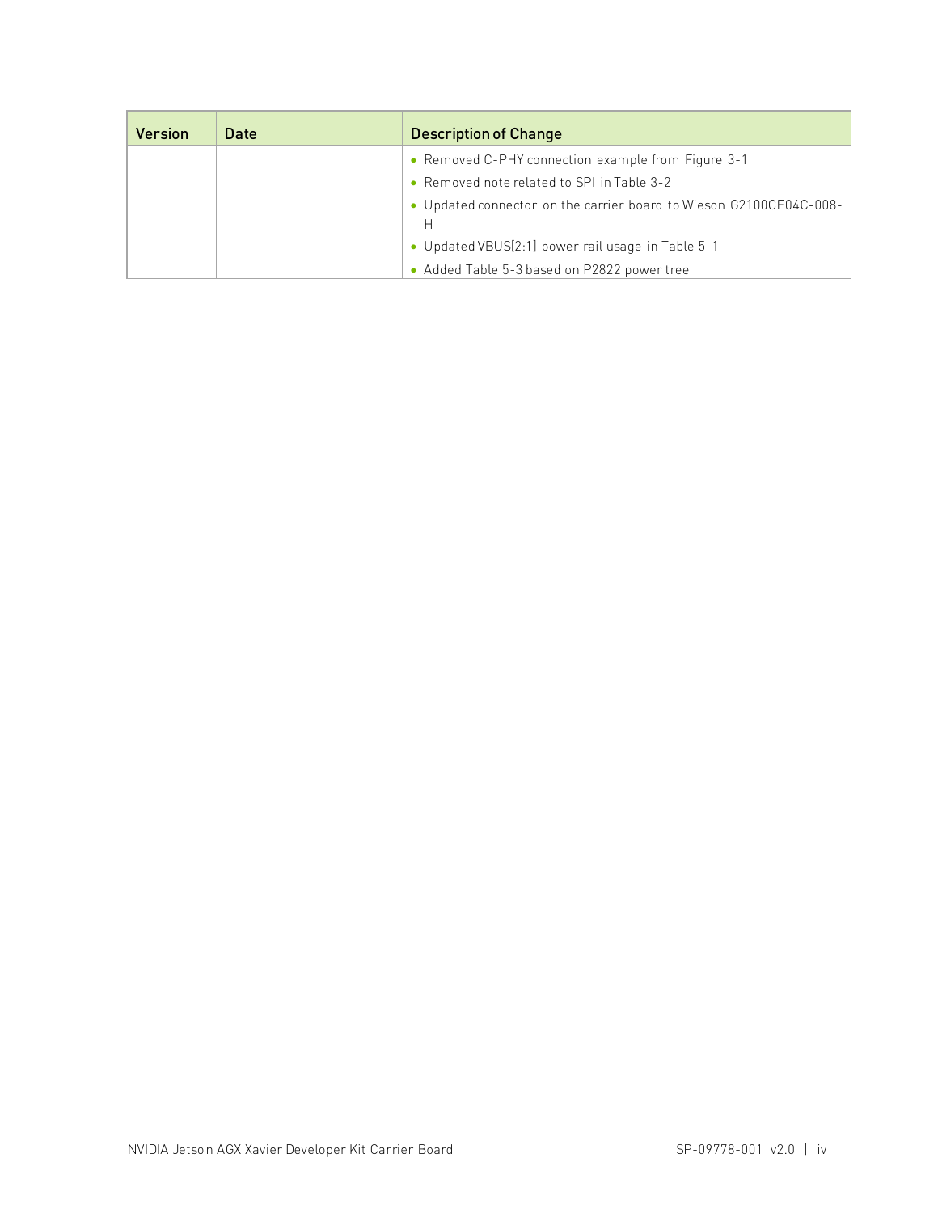| Version | Date | Description of Change |
| --- | --- | --- |
| | | • Removed C-PHY connection example from Figure 3-1<br>• Removed note related to SPI in Table 3-2<br>• Updated connector on the carrier board to Wieson G2100CE04C-008-H<br>• Updated VBUS[2:1] power rail usage in Table 5-1<br>• Added Table 5-3 based on P2822 power tree |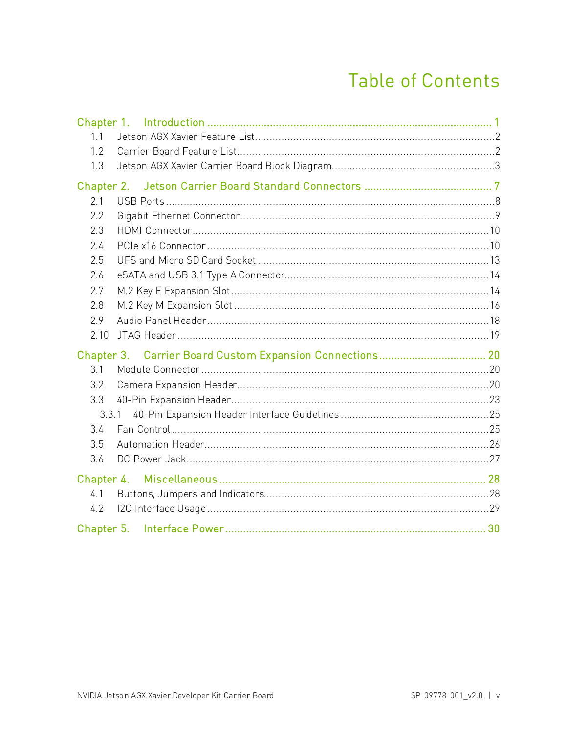# Table of Contents

Chapter 1. Introduction ........ 1
- 1.1 Jetson AGX Xavier Feature List ........ 2
- 1.2 Carrier Board Feature List ........ 2
- 1.3 Jetson AGX Xavier Carrier Board Block Diagram ........ 3

Chapter 2. Jetson Carrier Board Standard Connectors ........ 7
- 2.1 USB Ports ........ 8
- 2.2 Gigabit Ethernet Connector ........ 9
- 2.3 HDMI Connector ........ 10
- 2.4 PCIe x16 Connector ........ 10
- 2.5 UFS and Micro SD Card Socket ........ 13
- 2.6 eSATA and USB 3.1 Type A Connector ........ 14
- 2.7 M.2 Key E Expansion Slot ........ 14
- 2.8 M.2 Key M Expansion Slot ........ 16
- 2.9 Audio Panel Header ........ 18
- 2.10 JTAG Header ........ 19

Chapter 3. Carrier Board Custom Expansion Connections ........ 20
- 3.1 Module Connector ........ 20
- 3.2 Camera Expansion Header ........ 20
- 3.3 40-Pin Expansion Header ........ 23
  - 3.3.1 40-Pin Expansion Header Interface Guidelines ........ 25
- 3.4 Fan Control ........ 25
- 3.5 Automation Header ........ 26
- 3.6 DC Power Jack ........ 27

Chapter 4. Miscellaneous ........ 28
- 4.1 Buttons, Jumpers and Indicators ........ 28
- 4.2 I2C Interface Usage ........ 29

Chapter 5. Interface Power ........ 30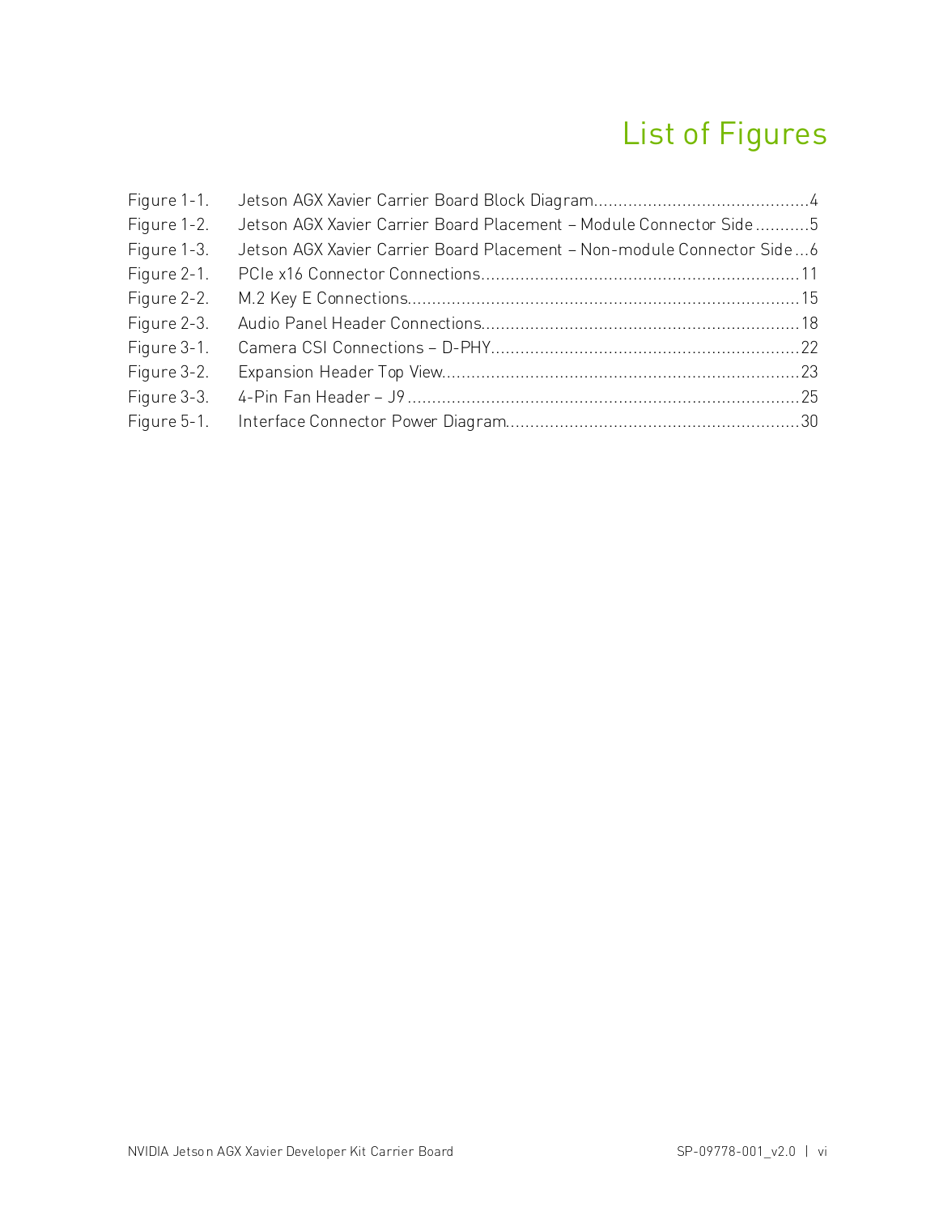# List of Figures

| | | |
|---|---|---|
| Figure 1-1. | Jetson AGX Xavier Carrier Board Block Diagram | 4 |
| Figure 1-2. | Jetson AGX Xavier Carrier Board Placement – Module Connector Side | 5 |
| Figure 1-3. | Jetson AGX Xavier Carrier Board Placement – Non-module Connector Side | 6 |
| Figure 2-1. | PCIe x16 Connector Connections | 11 |
| Figure 2-2. | M.2 Key E Connections | 15 |
| Figure 2-3. | Audio Panel Header Connections | 18 |
| Figure 3-1. | Camera CSI Connections – D-PHY | 22 |
| Figure 3-2. | Expansion Header Top View | 23 |
| Figure 3-3. | 4-Pin Fan Header – J9 | 25 |
| Figure 5-1. | Interface Connector Power Diagram | 30 |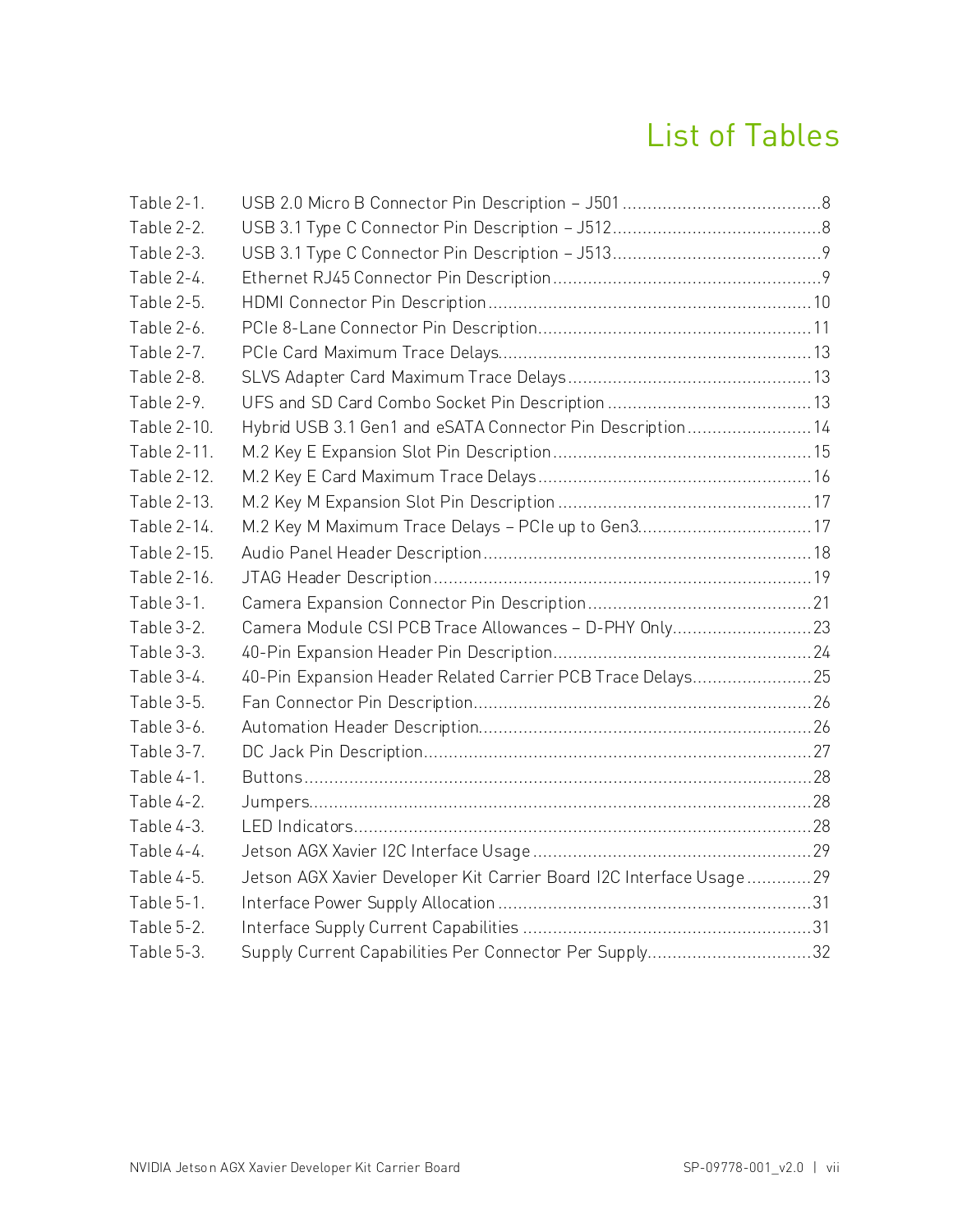# List of Tables

Table 2-1. USB 2.0 Micro B Connector Pin Description – J501 ........................................ 8
Table 2-2. USB 3.1 Type C Connector Pin Description – J512 ........................................ 8
Table 2-3. USB 3.1 Type C Connector Pin Description – J513 ........................................ 9
Table 2-4. Ethernet RJ45 Connector Pin Description ........................................ 9
Table 2-5. HDMI Connector Pin Description ........................................ 10
Table 2-6. PCIe 8-Lane Connector Pin Description ........................................ 11
Table 2-7. PCIe Card Maximum Trace Delays ........................................ 13
Table 2-8. SLVS Adapter Card Maximum Trace Delays ........................................ 13
Table 2-9. UFS and SD Card Combo Socket Pin Description ........................................ 13
Table 2-10. Hybrid USB 3.1 Gen1 and eSATA Connector Pin Description ........................................ 14
Table 2-11. M.2 Key E Expansion Slot Pin Description ........................................ 15
Table 2-12. M.2 Key E Card Maximum Trace Delays ........................................ 16
Table 2-13. M.2 Key M Expansion Slot Pin Description ........................................ 17
Table 2-14. M.2 Key M Maximum Trace Delays – PCIe up to Gen3 ........................................ 17
Table 2-15. Audio Panel Header Description ........................................ 18
Table 2-16. JTAG Header Description ........................................ 19
Table 3-1. Camera Expansion Connector Pin Description ........................................ 21
Table 3-2. Camera Module CSI PCB Trace Allowances – D-PHY Only ........................................ 23
Table 3-3. 40-Pin Expansion Header Pin Description ........................................ 24
Table 3-4. 40-Pin Expansion Header Related Carrier PCB Trace Delays ........................................ 25
Table 3-5. Fan Connector Pin Description ........................................ 26
Table 3-6. Automation Header Description ........................................ 26
Table 3-7. DC Jack Pin Description ........................................ 27
Table 4-1. Buttons ........................................ 28
Table 4-2. Jumpers ........................................ 28
Table 4-3. LED Indicators ........................................ 28
Table 4-4. Jetson AGX Xavier I2C Interface Usage ........................................ 29
Table 4-5. Jetson AGX Xavier Developer Kit Carrier Board I2C Interface Usage ........................................ 29
Table 5-1. Interface Power Supply Allocation ........................................ 31
Table 5-2. Interface Supply Current Capabilities ........................................ 31
Table 5-3. Supply Current Capabilities Per Connector Per Supply ........................................ 32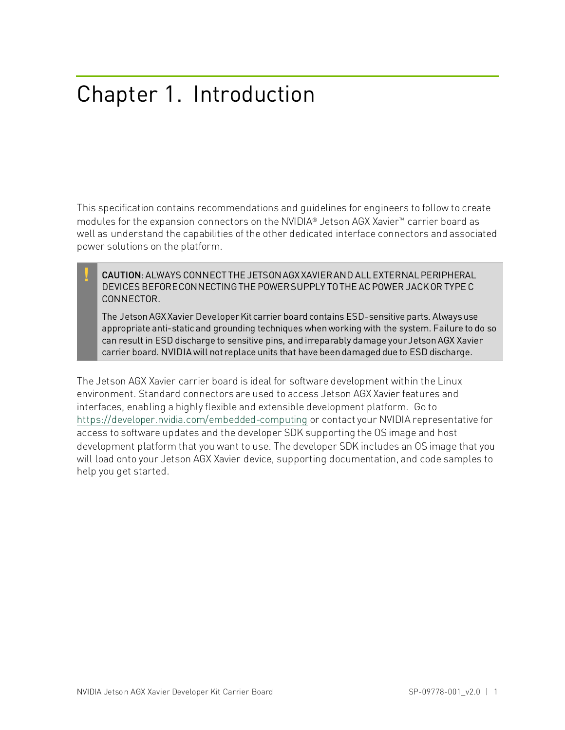# Chapter 1. Introduction

This specification contains recommendations and guidelines for engineers to follow to create modules for the expansion connectors on the NVIDIA® Jetson AGX Xavier™ carrier board as well as understand the capabilities of the other dedicated interface connectors and associated power solutions on the platform.

> **!** **CAUTION**: ALWAYS CONNECT THE JETSON AGX XAVIER AND ALL EXTERNAL PERIPHERAL DEVICES BEFORE CONNECTING THE POWER SUPPLY TO THE AC POWER JACK OR TYPE C CONNECTOR.
>
> The Jetson AGX Xavier Developer Kit carrier board contains ESD-sensitive parts. Always use appropriate anti-static and grounding techniques when working with the system. Failure to do so can result in ESD discharge to sensitive pins, and irreparably damage your Jetson AGX Xavier carrier board. NVIDIA will not replace units that have been damaged due to ESD discharge.

The Jetson AGX Xavier carrier board is ideal for software development within the Linux environment. Standard connectors are used to access Jetson AGX Xavier features and interfaces, enabling a highly flexible and extensible development platform. Go to https://developer.nvidia.com/embedded-computing or contact your NVIDIA representative for access to software updates and the developer SDK supporting the OS image and host development platform that you want to use. The developer SDK includes an OS image that you will load onto your Jetson AGX Xavier device, supporting documentation, and code samples to help you get started.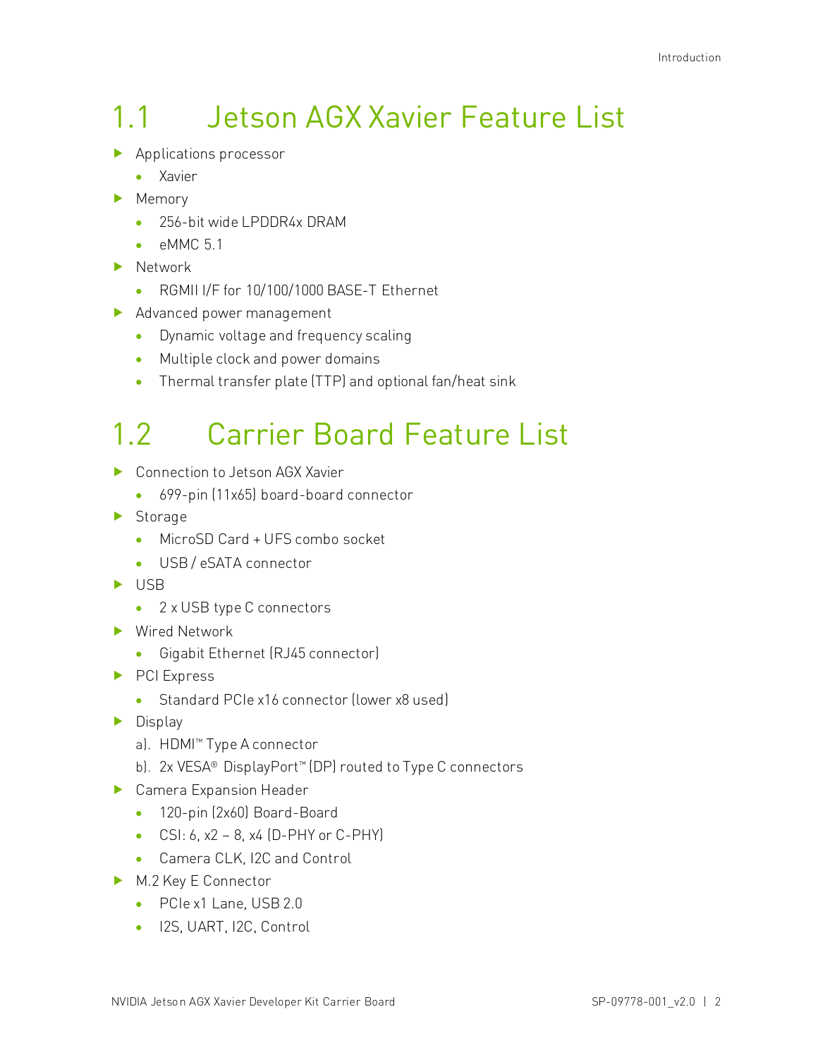## 1.1 Jetson AGX Xavier Feature List

- Applications processor
  - Xavier
- Memory
  - 256-bit wide LPDDR4x DRAM
  - eMMC 5.1
- Network
  - RGMII I/F for 10/100/1000 BASE-T Ethernet
- Advanced power management
  - Dynamic voltage and frequency scaling
  - Multiple clock and power domains
  - Thermal transfer plate (TTP) and optional fan/heat sink

## 1.2 Carrier Board Feature List

- Connection to Jetson AGX Xavier
  - 699-pin (11x65) board-board connector
- Storage
  - MicroSD Card + UFS combo socket
  - USB / eSATA connector
- USB
  - 2 x USB type C connectors
- Wired Network
  - Gigabit Ethernet (RJ45 connector)
- PCI Express
  - Standard PCIe x16 connector (lower x8 used)
- Display
  - a). HDMI™ Type A connector
  - b). 2x VESA® DisplayPort™ (DP) routed to Type C connectors
- Camera Expansion Header
  - 120-pin (2x60) Board-Board
  - CSI: 6, x2 – 8, x4 (D-PHY or C-PHY)
  - Camera CLK, I2C and Control
- M.2 Key E Connector
  - PCIe x1 Lane, USB 2.0
  - I2S, UART, I2C, Control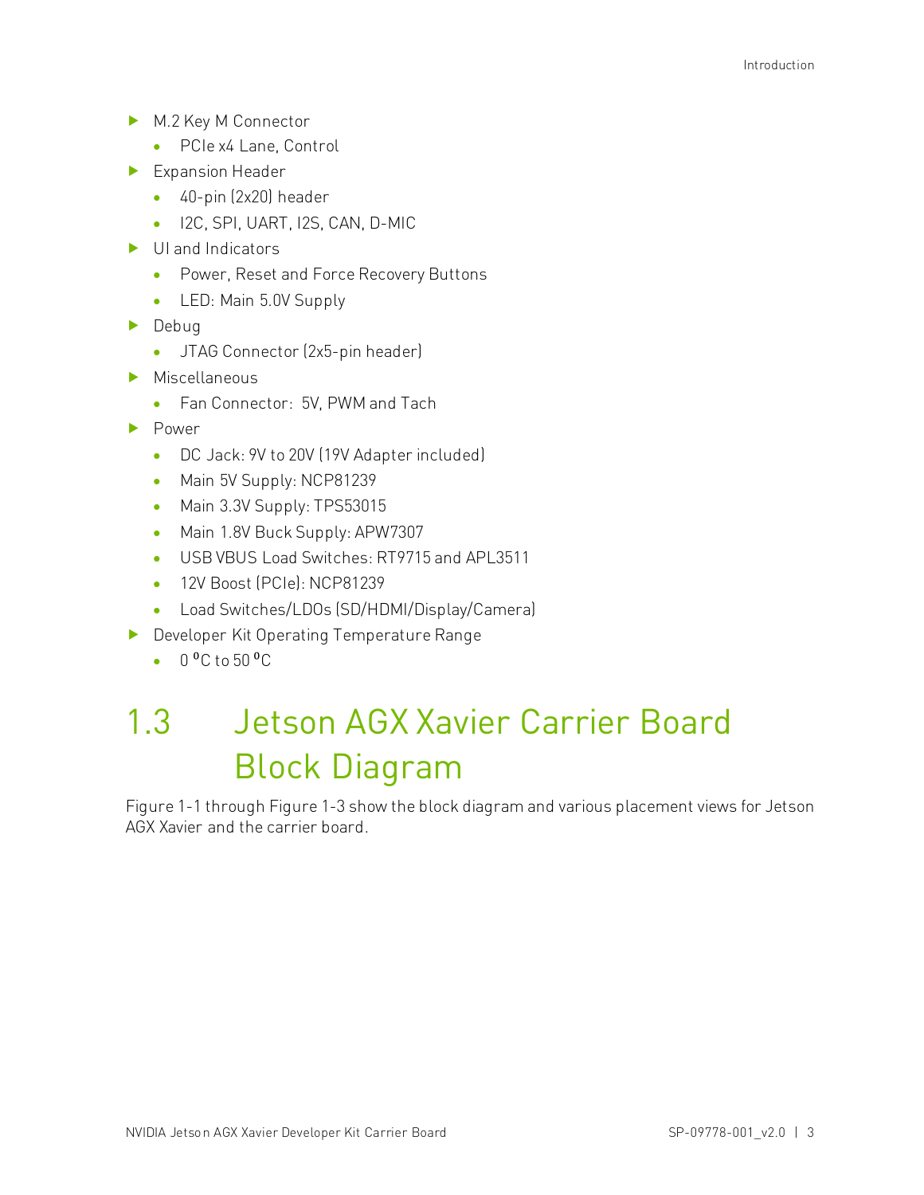- M.2 Key M Connector
  - PCIe x4 Lane, Control
- Expansion Header
  - 40-pin (2x20) header
  - I2C, SPI, UART, I2S, CAN, D-MIC
- UI and Indicators
  - Power, Reset and Force Recovery Buttons
  - LED: Main 5.0V Supply
- Debug
  - JTAG Connector (2x5-pin header)
- Miscellaneous
  - Fan Connector: 5V, PWM and Tach
- Power
  - DC Jack: 9V to 20V (19V Adapter included)
  - Main 5V Supply: NCP81239
  - Main 3.3V Supply: TPS53015
  - Main 1.8V Buck Supply: APW7307
  - USB VBUS Load Switches: RT9715 and APL3511
  - 12V Boost (PCIe): NCP81239
  - Load Switches/LDOs (SD/HDMI/Display/Camera)
- Developer Kit Operating Temperature Range
  - 0 ºC to 50 ºC

# 1.3 Jetson AGX Xavier Carrier Board Block Diagram

Figure 1-1 through Figure 1-3 show the block diagram and various placement views for Jetson AGX Xavier and the carrier board.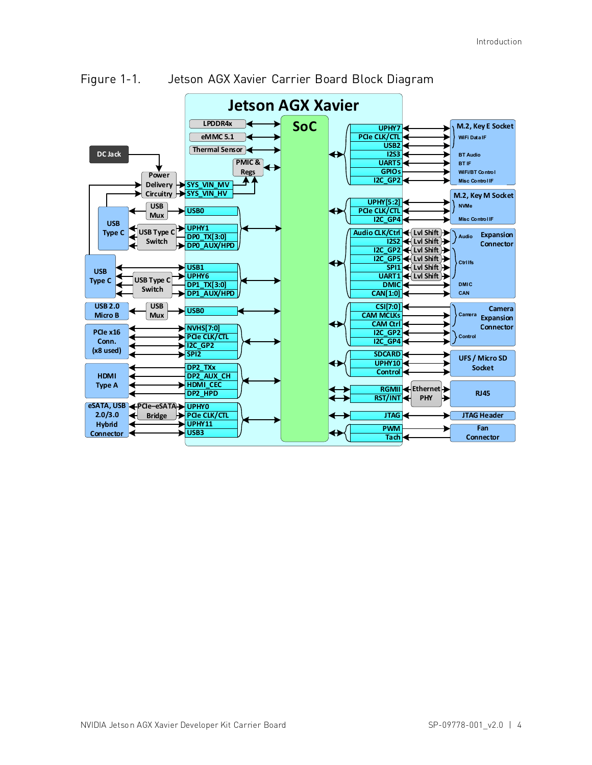Figure 1-1. Jetson AGX Xavier Carrier Board Block Diagram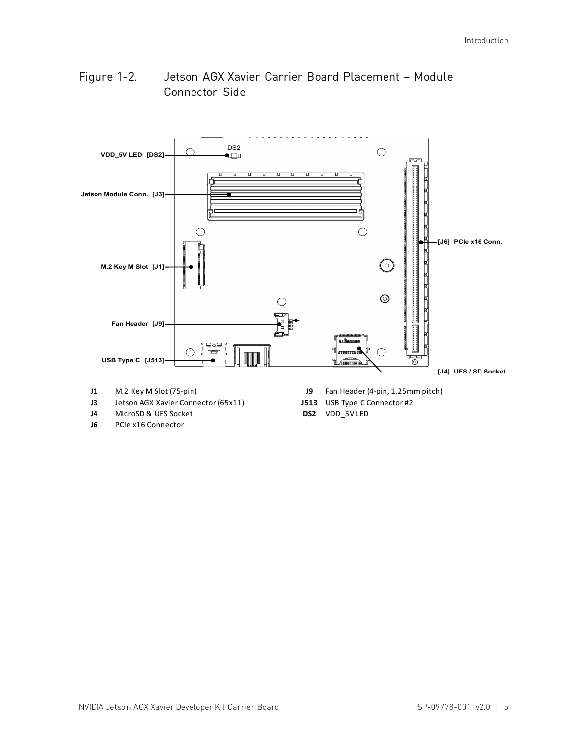Figure 1-2. Jetson AGX Xavier Carrier Board Placement – Module Connector Side

| | | | |
|---|---|---|---|
| **J1** | M.2 Key M Slot (75-pin) | **J9** | Fan Header (4-pin, 1.25mm pitch) |
| **J3** | Jetson AGX Xavier Connector (65x11) | **J513** | USB Type C Connector #2 |
| **J4** | MicroSD & UFS Socket | **DS2** | VDD_5V LED |
| **J6** | PCIe x16 Connector | | |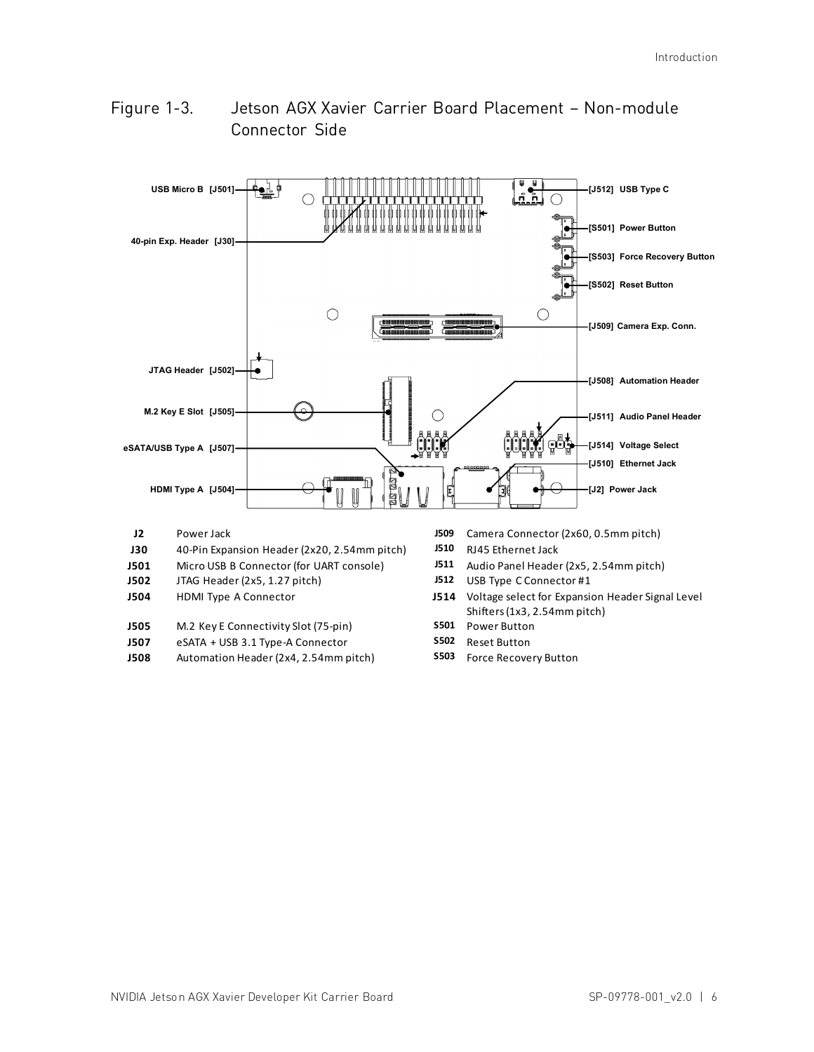Figure 1-3. Jetson AGX Xavier Carrier Board Placement – Non-module Connector Side

| | | | |
|---|---|---|---|
| **J2** | Power Jack | **J509** | Camera Connector (2x60, 0.5mm pitch) |
| **J30** | 40-Pin Expansion Header (2x20, 2.54mm pitch) | **J510** | RJ45 Ethernet Jack |
| **J501** | Micro USB B Connector (for UART console) | **J511** | Audio Panel Header (2x5, 2.54mm pitch) |
| **J502** | JTAG Header (2x5, 1.27 pitch) | **J512** | USB Type C Connector #1 |
| **J504** | HDMI Type A Connector | **J514** | Voltage select for Expansion Header Signal Level Shifters (1x3, 2.54mm pitch) |
| **J505** | M.2 Key E Connectivity Slot (75-pin) | **S501** | Power Button |
| **J507** | eSATA + USB 3.1 Type-A Connector | **S502** | Reset Button |
| **J508** | Automation Header (2x4, 2.54mm pitch) | **S503** | Force Recovery Button |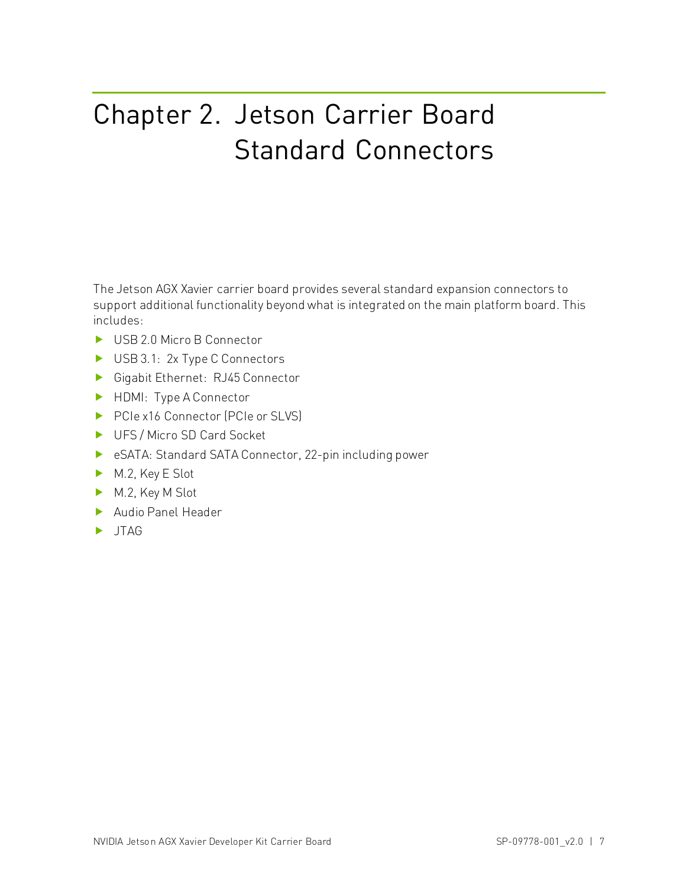# Chapter 2. Jetson Carrier Board Standard Connectors

The Jetson AGX Xavier carrier board provides several standard expansion connectors to support additional functionality beyond what is integrated on the main platform board. This includes:

- USB 2.0 Micro B Connector
- USB 3.1: 2x Type C Connectors
- Gigabit Ethernet: RJ45 Connector
- HDMI: Type A Connector
- PCIe x16 Connector (PCIe or SLVS)
- UFS / Micro SD Card Socket
- eSATA: Standard SATA Connector, 22-pin including power
- M.2, Key E Slot
- M.2, Key M Slot
- Audio Panel Header
- JTAG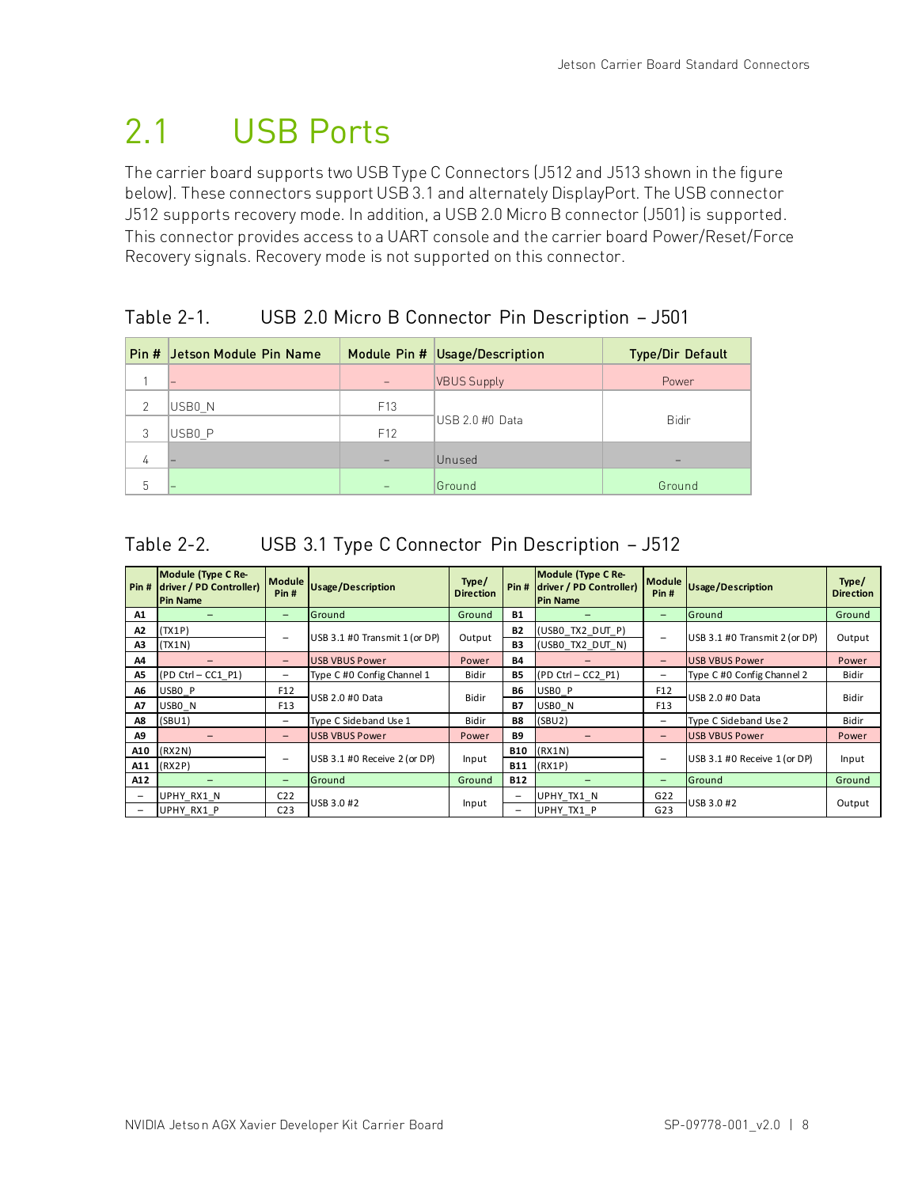# 2.1 USB Ports

The carrier board supports two USB Type C Connectors (J512 and J513 shown in the figure below). These connectors support USB 3.1 and alternately DisplayPort. The USB connector J512 supports recovery mode. In addition, a USB 2.0 Micro B connector (J501) is supported. This connector provides access to a UART console and the carrier board Power/Reset/Force Recovery signals. Recovery mode is not supported on this connector.

Table 2-1. USB 2.0 Micro B Connector Pin Description – J501

| Pin # | Jetson Module Pin Name | Module Pin # | Usage/Description | Type/Dir Default |
|---|---|---|---|---|
| 1 | – | – | VBUS Supply | Power |
| 2 | USB0_N | F13 | USB 2.0 #0 Data | Bidir |
| 3 | USB0_P | F12 | | |
| 4 | – | – | Unused | – |
| 5 | – | – | Ground | Ground |

Table 2-2. USB 3.1 Type C Connector Pin Description – J512

| Pin # | Module (Type C Re-driver / PD Controller) Pin Name | Module Pin # | Usage/Description | Type/ Direction | Pin # | Module (Type C Re-driver / PD Controller) Pin Name | Module Pin # | Usage/Description | Type/ Direction |
|---|---|---|---|---|---|---|---|---|---|
| A1 | – | – | Ground | Ground | B1 | – | – | Ground | Ground |
| A2 | (TX1P) | – | USB 3.1 #0 Transmit 1 (or DP) | Output | B2 | (USB0_TX2_DUT_P) | – | USB 3.1 #0 Transmit 2 (or DP) | Output |
| A3 | (TX1N) | | | | B3 | (USB0_TX2_DUT_N) | | | |
| A4 | – | – | USB VBUS Power | Power | B4 | – | – | USB VBUS Power | Power |
| A5 | (PD Ctrl – CC1_P1) | – | Type C #0 Config Channel 1 | Bidir | B5 | (PD Ctrl – CC2_P1) | – | Type C #0 Config Channel 2 | Bidir |
| A6 | USB0_P | F12 | USB 2.0 #0 Data | Bidir | B6 | USB0_P | F12 | USB 2.0 #0 Data | Bidir |
| A7 | USB0_N | F13 | | | B7 | USB0_N | F13 | | |
| A8 | (SBU1) | – | Type C Sideband Use 1 | Bidir | B8 | (SBU2) | – | Type C Sideband Use 2 | Bidir |
| A9 | – | – | USB VBUS Power | Power | B9 | – | – | USB VBUS Power | Power |
| A10 | (RX2N) | – | USB 3.1 #0 Receive 2 (or DP) | Input | B10 | (RX1N) | – | USB 3.1 #0 Receive 1 (or DP) | Input |
| A11 | (RX2P) | | | | B11 | (RX1P) | | | |
| A12 | – | – | Ground | Ground | B12 | – | – | Ground | Ground |
| – | UPHY_RX1_N | C22 | USB 3.0 #2 | Input | – | UPHY_TX1_N | G22 | USB 3.0 #2 | Output |
| – | UPHY_RX1_P | C23 | | | – | UPHY_TX1_P | G23 | | |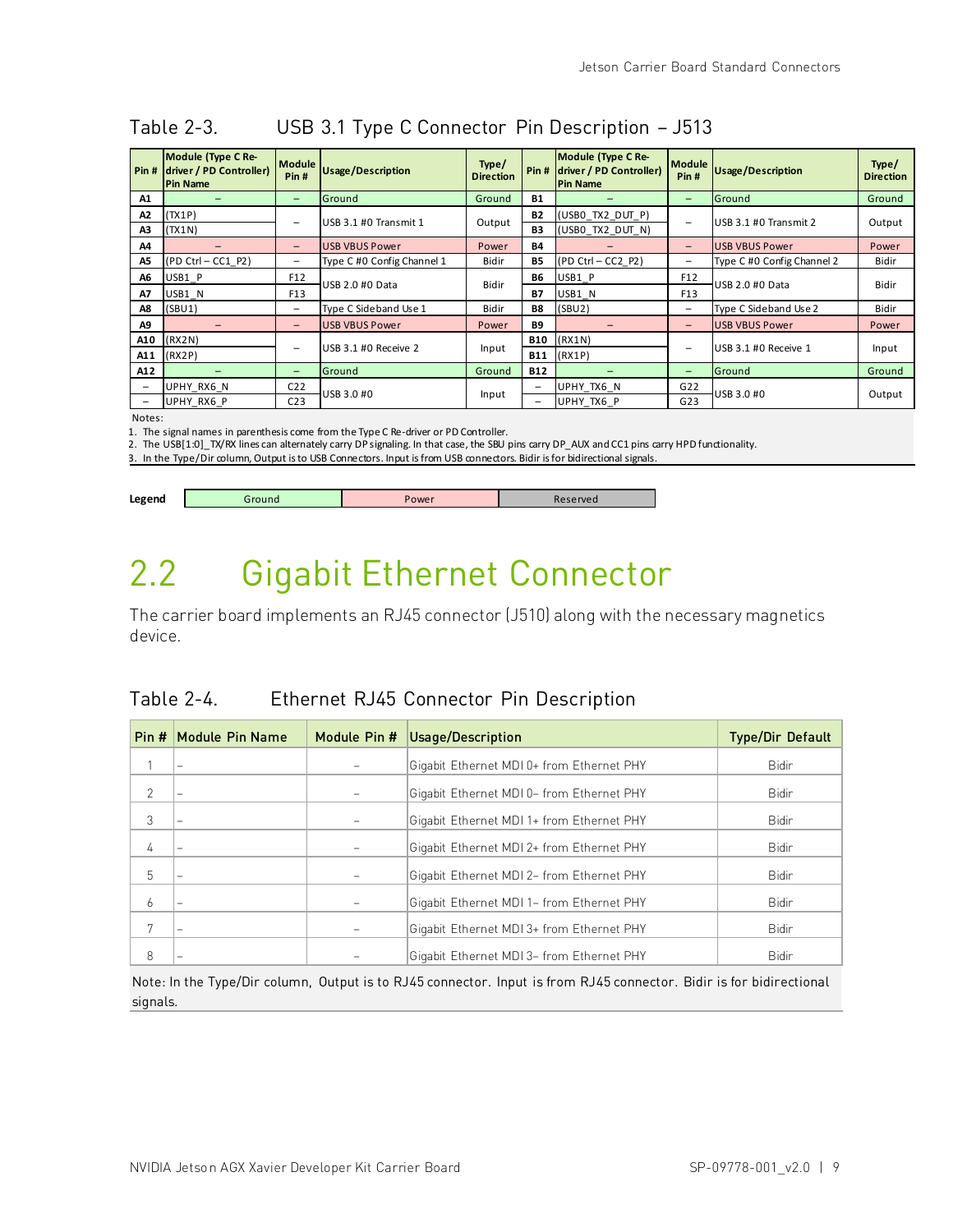Table 2-3. USB 3.1 Type C Connector Pin Description – J513

| Pin # | Module (Type C Re-driver / PD Controller) Pin Name | Module Pin # | Usage/Description | Type/ Direction | Pin # | Module (Type C Re-driver / PD Controller) Pin Name | Module Pin # | Usage/Description | Type/ Direction |
|---|---|---|---|---|---|---|---|---|---|
| A1 | – | – | Ground | Ground | B1 | – | – | Ground | Ground |
| A2 | (TX1P) | – | USB 3.1 #0 Transmit 1 | Output | B2 | (USB0_TX2_DUT_P) | – | USB 3.1 #0 Transmit 2 | Output |
| A3 | (TX1N) | | | | B3 | (USB0_TX2_DUT_N) | | | |
| A4 | – | – | USB VBUS Power | Power | B4 | – | – | USB VBUS Power | Power |
| A5 | (PD Ctrl – CC1_P2) | – | Type C #0 Config Channel 1 | Bidir | B5 | (PD Ctrl – CC2_P2) | – | Type C #0 Config Channel 2 | Bidir |
| A6 | USB1_P | F12 | USB 2.0 #0 Data | Bidir | B6 | USB1_P | F12 | USB 2.0 #0 Data | Bidir |
| A7 | USB1_N | F13 | | | B7 | USB1_N | F13 | | |
| A8 | (SBU1) | – | Type C Sideband Use 1 | Bidir | B8 | (SBU2) | – | Type C Sideband Use 2 | Bidir |
| A9 | – | – | USB VBUS Power | Power | B9 | – | – | USB VBUS Power | Power |
| A10 | (RX2N) | – | USB 3.1 #0 Receive 2 | Input | B10 | (RX1N) | – | USB 3.1 #0 Receive 1 | Input |
| A11 | (RX2P) | | | | B11 | (RX1P) | | | |
| A12 | – | – | Ground | Ground | B12 | – | – | Ground | Ground |
| – | UPHY_RX6_N | C22 | USB 3.0 #0 | Input | – | UPHY_TX6_N | G22 | USB 3.0 #0 | Output |
| – | UPHY_RX6_P | C23 | | | – | UPHY_TX6_P | G23 | | |

Notes:
1. The signal names in parenthesis come from the Type C Re-driver or PD Controller.
2. The USB[1:0]_TX/RX lines can alternately carry DP signaling. In that case, the SBU pins carry DP_AUX and CC1 pins carry HPD functionality.
3. In the Type/Dir column, Output is to USB Connectors. Input is from USB connectors. Bidir is for bidirectional signals.

| Legend | Ground | Power | Reserved |
|---|---|---|---|

# 2.2 Gigabit Ethernet Connector

The carrier board implements an RJ45 connector (J510) along with the necessary magnetics device.

Table 2-4. Ethernet RJ45 Connector Pin Description

| Pin # | Module Pin Name | Module Pin # | Usage/Description | Type/Dir Default |
|---|---|---|---|---|
| 1 | – | – | Gigabit Ethernet MDI 0+ from Ethernet PHY | Bidir |
| 2 | – | – | Gigabit Ethernet MDI 0– from Ethernet PHY | Bidir |
| 3 | – | – | Gigabit Ethernet MDI 1+ from Ethernet PHY | Bidir |
| 4 | – | – | Gigabit Ethernet MDI 2+ from Ethernet PHY | Bidir |
| 5 | – | – | Gigabit Ethernet MDI 2– from Ethernet PHY | Bidir |
| 6 | – | – | Gigabit Ethernet MDI 1– from Ethernet PHY | Bidir |
| 7 | – | – | Gigabit Ethernet MDI 3+ from Ethernet PHY | Bidir |
| 8 | – | – | Gigabit Ethernet MDI 3– from Ethernet PHY | Bidir |

Note: In the Type/Dir column, Output is to RJ45 connector. Input is from RJ45 connector. Bidir is for bidirectional signals.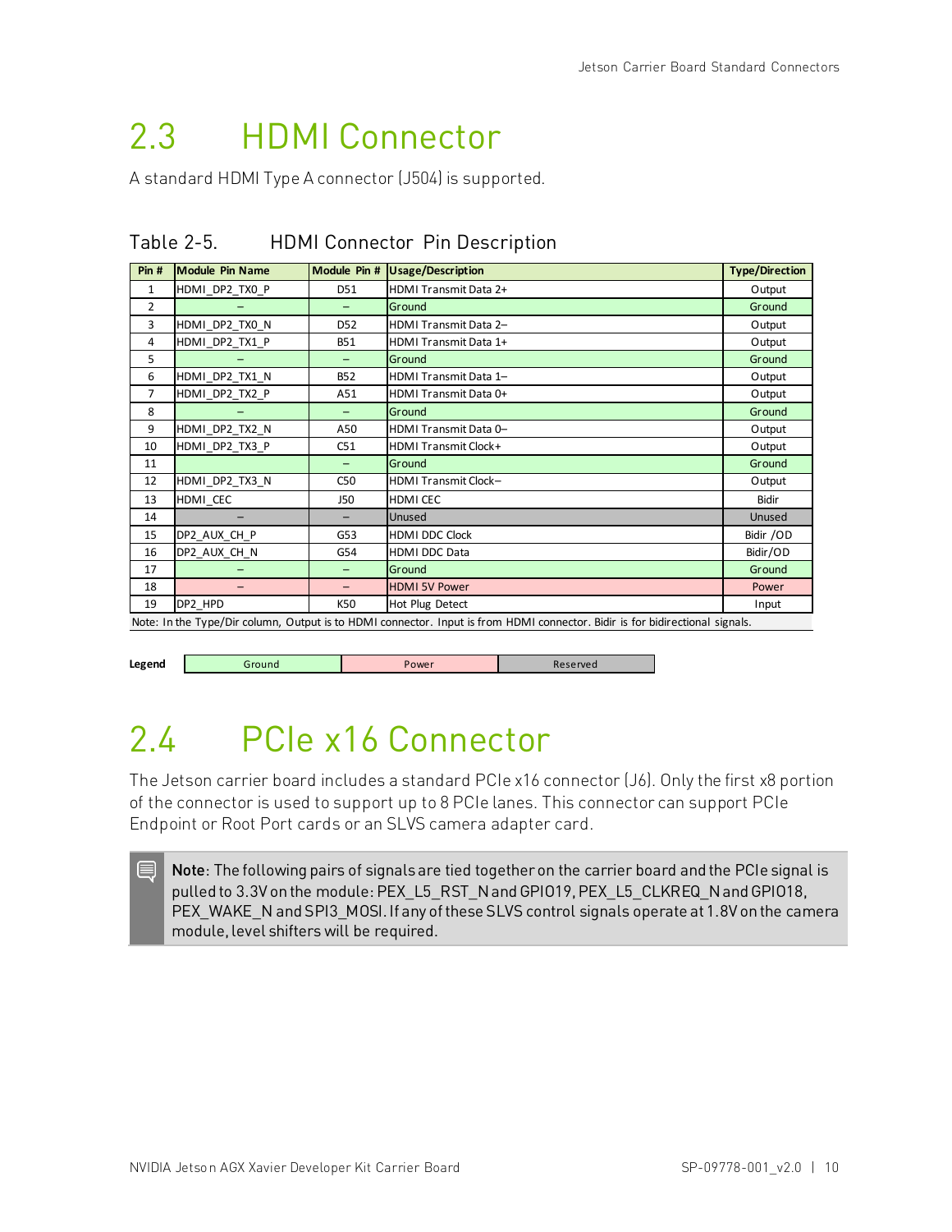## 2.3 HDMI Connector

A standard HDMI Type A connector (J504) is supported.

Table 2-5. HDMI Connector Pin Description

| Pin # | Module Pin Name | Module Pin # | Usage/Description | Type/Direction |
|---|---|---|---|---|
| 1 | HDMI_DP2_TX0_P | D51 | HDMI Transmit Data 2+ | Output |
| 2 | – | – | Ground | Ground |
| 3 | HDMI_DP2_TX0_N | D52 | HDMI Transmit Data 2– | Output |
| 4 | HDMI_DP2_TX1_P | B51 | HDMI Transmit Data 1+ | Output |
| 5 | – | – | Ground | Ground |
| 6 | HDMI_DP2_TX1_N | B52 | HDMI Transmit Data 1– | Output |
| 7 | HDMI_DP2_TX2_P | A51 | HDMI Transmit Data 0+ | Output |
| 8 | – | – | Ground | Ground |
| 9 | HDMI_DP2_TX2_N | A50 | HDMI Transmit Data 0– | Output |
| 10 | HDMI_DP2_TX3_P | C51 | HDMI Transmit Clock+ | Output |
| 11 | | – | Ground | Ground |
| 12 | HDMI_DP2_TX3_N | C50 | HDMI Transmit Clock– | Output |
| 13 | HDMI_CEC | J50 | HDMI CEC | Bidir |
| 14 | – | – | Unused | Unused |
| 15 | DP2_AUX_CH_P | G53 | HDMI DDC Clock | Bidir /OD |
| 16 | DP2_AUX_CH_N | G54 | HDMI DDC Data | Bidir/OD |
| 17 | – | – | Ground | Ground |
| 18 | – | – | HDMI 5V Power | Power |
| 19 | DP2_HPD | K50 | Hot Plug Detect | Input |

Note: In the Type/Dir column, Output is to HDMI connector. Input is from HDMI connector. Bidir is for bidirectional signals.

**Legend** Ground | Power | Reserved

## 2.4 PCIe x16 Connector

The Jetson carrier board includes a standard PCIe x16 connector (J6). Only the first x8 portion of the connector is used to support up to 8 PCIe lanes. This connector can support PCIe Endpoint or Root Port cards or an SLVS camera adapter card.

**Note**: The following pairs of signals are tied together on the carrier board and the PCIe signal is pulled to 3.3V on the module: PEX_L5_RST_N and GPIO19, PEX_L5_CLKREQ_N and GPIO18, PEX_WAKE_N and SPI3_MOSI. If any of these SLVS control signals operate at 1.8V on the camera module, level shifters will be required.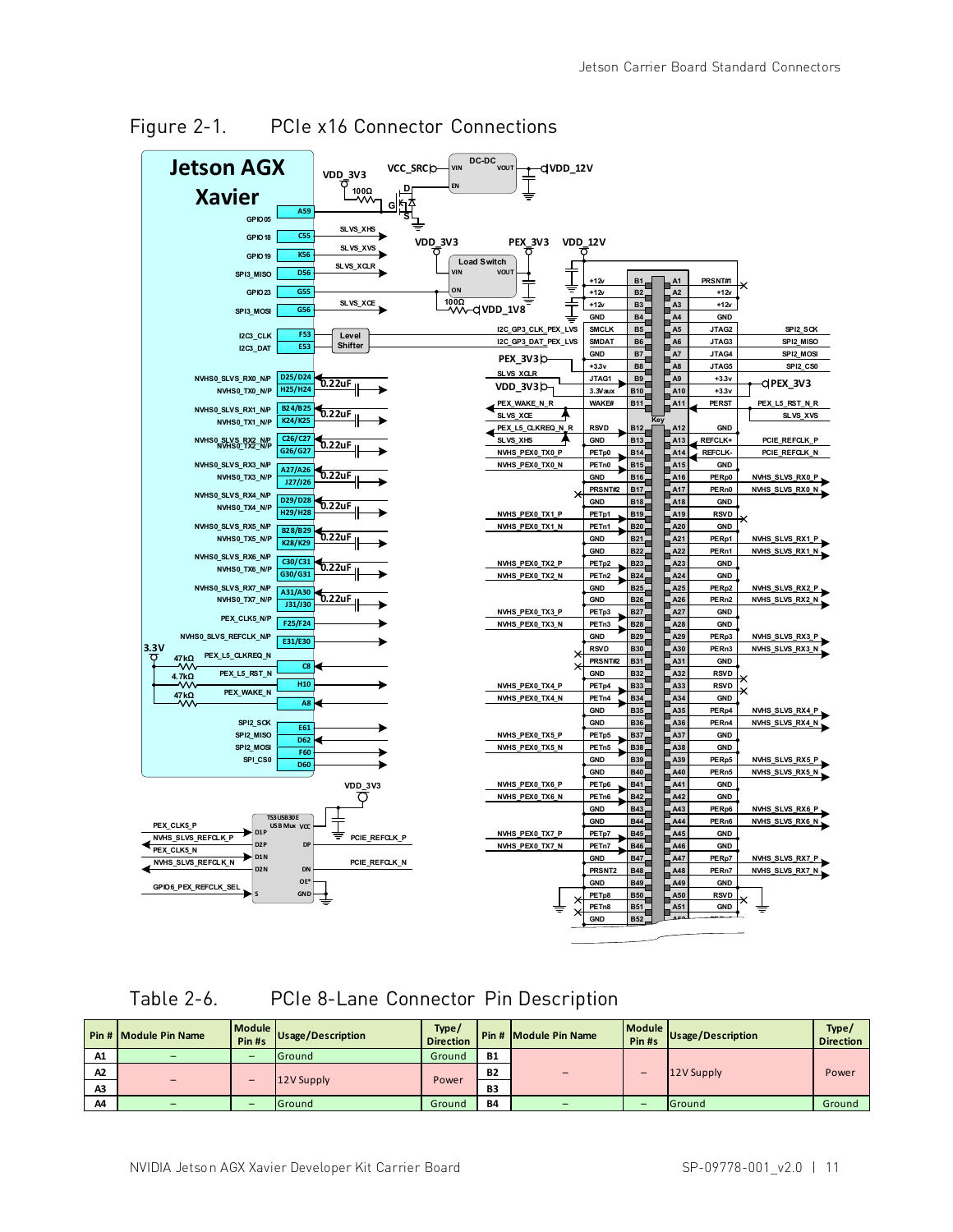Figure 2-1. PCIe x16 Connector Connections

Table 2-6. PCIe 8-Lane Connector Pin Description

| Pin # | Module Pin Name | Module Pin #s | Usage/Description | Type/ Direction | Pin # | Module Pin Name | Module Pin #s | Usage/Description | Type/ Direction |
|---|---|---|---|---|---|---|---|---|---|
| A1 | – | – | Ground | Ground | B1 | – | – | 12V Supply | Power |
| A2 | – | – | 12V Supply | Power | B2 | | | | |
| A3 | | | | | B3 | | | | |
| A4 | – | – | Ground | Ground | B4 | – | – | Ground | Ground |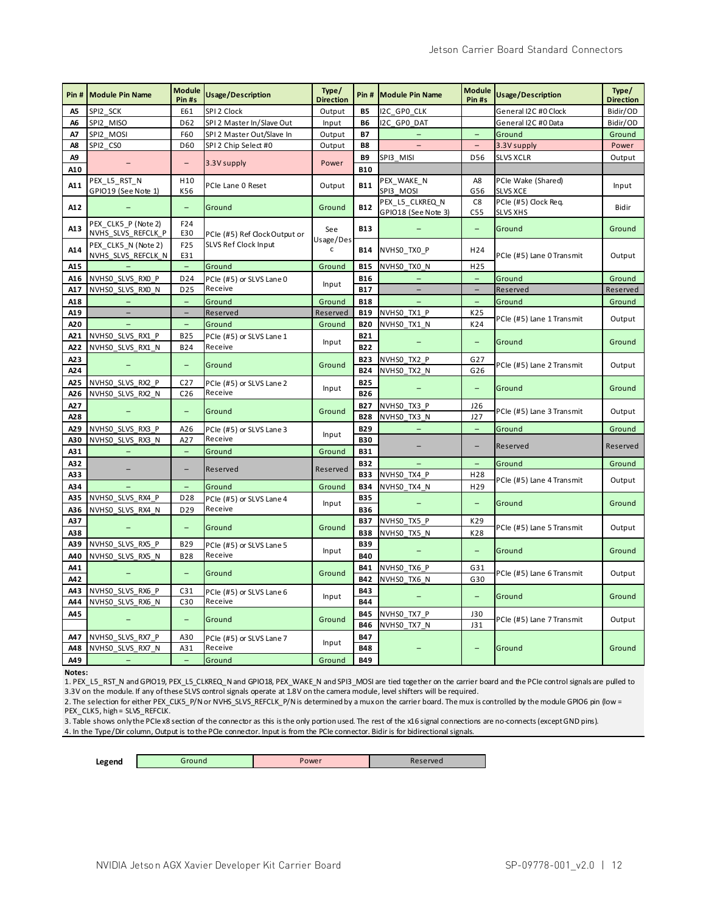| Pin # | Module Pin Name | Module Pin #s | Usage/Description | Type/ Direction | Pin # | Module Pin Name | Module Pin #s | Usage/Description | Type/ Direction |
|---|---|---|---|---|---|---|---|---|---|
| A5 | SPI2_SCK | E61 | SPI 2 Clock | Output | B5 | I2C_GP0_CLK | | General I2C #0 Clock | Bidir/OD |
| A6 | SPI2_MISO | D62 | SPI 2 Master In/Slave Out | Input | B6 | I2C_GP0_DAT | | General I2C #0 Data | Bidir/OD |
| A7 | SPI2_MOSI | F60 | SPI 2 Master Out/Slave In | Output | B7 | – | – | Ground | Ground |
| A8 | SPI2_CS0 | D60 | SPI 2 Chip Select #0 | Output | B8 | – | – | 3.3V supply | Power |
| A9 | – | – | 3.3V supply | Power | B9 | SPI3_MISI | D56 | SLVS XCLR | Output |
| A10 | | | | | B10 | | | | |
| A11 | PEX_L5_RST_N GPIO19 (See Note 1) | H10 K56 | PCIe Lane 0 Reset | Output | B11 | PEX_WAKE_N SPI3_MOSI | A8 G56 | PCIe Wake (Shared) SLVS XCE | Input |
| A12 | – | – | Ground | Ground | B12 | PEX_L5_CLKREQ_N GPIO18 (See Note 3) | C8 C55 | PCIe (#5) Clock Req. SLVS XHS | Bidir |
| A13 | PEX_CLK5_P (Note 2) NVHS_SLVS_REFCLK_P | F24 E30 | PCIe (#5) Ref Clock Output or SLVS Ref Clock Input | See Usage/Desc | B13 | – | – | Ground | Ground |
| A14 | PEX_CLK5_N (Note 2) NVHS_SLVS_REFCLK_N | F25 E31 | | | B14 | NVHS0_TX0_P | H24 | PCIe (#5) Lane 0 Transmit | Output |
| A15 | – | – | Ground | Ground | B15 | NVHS0_TX0_N | H25 | | |
| A16 | NVHS0_SLVS_RX0_P | D24 | PCIe (#5) or SLVS Lane 0 Receive | Input | B16 | – | – | Ground | Ground |
| A17 | NVHS0_SLVS_RX0_N | D25 | | | B17 | – | – | Reserved | Reserved |
| A18 | – | – | Ground | Ground | B18 | – | – | Ground | Ground |
| A19 | – | – | Reserved | Reserved | B19 | NVHS0_TX1_P | K25 | PCIe (#5) Lane 1 Transmit | Output |
| A20 | – | – | Ground | Ground | B20 | NVHS0_TX1_N | K24 | | |
| A21 | NVHS0_SLVS_RX1_P | B25 | PCIe (#5) or SLVS Lane 1 Receive | Input | B21 | – | – | Ground | Ground |
| A22 | NVHS0_SLVS_RX1_N | B24 | | | B22 | | | | |
| A23 | – | – | Ground | Ground | B23 | NVHS0_TX2_P | G27 | PCIe (#5) Lane 2 Transmit | Output |
| A24 | | | | | B24 | NVHS0_TX2_N | G26 | | |
| A25 | NVHS0_SLVS_RX2_P | C27 | PCIe (#5) or SLVS Lane 2 Receive | Input | B25 | – | – | Ground | Ground |
| A26 | NVHS0_SLVS_RX2_N | C26 | | | B26 | | | | |
| A27 | – | – | Ground | Ground | B27 | NVHS0_TX3_P | J26 | PCIe (#5) Lane 3 Transmit | Output |
| A28 | | | | | B28 | NVHS0_TX3_N | J27 | | |
| A29 | NVHS0_SLVS_RX3_P | A26 | PCIe (#5) or SLVS Lane 3 Receive | Input | B29 | – | – | Ground | Ground |
| A30 | NVHS0_SLVS_RX3_N | A27 | | | B30 | – | – | Reserved | Reserved |
| A31 | – | – | Ground | Ground | B31 | | | | |
| A32 | – | – | Reserved | Reserved | B32 | – | – | Ground | Ground |
| A33 | | | | | B33 | NVHS0_TX4_P | H28 | PCIe (#5) Lane 4 Transmit | Output |
| A34 | – | – | Ground | Ground | B34 | NVHS0_TX4_N | H29 | | |
| A35 | NVHS0_SLVS_RX4_P | D28 | PCIe (#5) or SLVS Lane 4 Receive | Input | B35 | – | – | Ground | Ground |
| A36 | NVHS0_SLVS_RX4_N | D29 | | | B36 | | | | |
| A37 | – | – | Ground | Ground | B37 | NVHS0_TX5_P | K29 | PCIe (#5) Lane 5 Transmit | Output |
| A38 | | | | | B38 | NVHS0_TX5_N | K28 | | |
| A39 | NVHS0_SLVS_RX5_P | B29 | PCIe (#5) or SLVS Lane 5 Receive | Input | B39 | – | – | Ground | Ground |
| A40 | NVHS0_SLVS_RX5_N | B28 | | | B40 | | | | |
| A41 | – | – | Ground | Ground | B41 | NVHS0_TX6_P | G31 | PCIe (#5) Lane 6 Transmit | Output |
| A42 | | | | | B42 | NVHS0_TX6_N | G30 | | |
| A43 | NVHS0_SLVS_RX6_P | C31 | PCIe (#5) or SLVS Lane 6 Receive | Input | B43 | – | – | Ground | Ground |
| A44 | NVHS0_SLVS_RX6_N | C30 | | | B44 | | | | |
| A45 | – | – | Ground | Ground | B45 | NVHS0_TX7_P | J30 | PCIe (#5) Lane 7 Transmit | Output |
| | | | | | B46 | NVHS0_TX7_N | J31 | | |
| A47 | NVHS0_SLVS_RX7_P | A30 | PCIe (#5) or SLVS Lane 7 Receive | Input | B47 | – | – | Ground | Ground |
| A48 | NVHS0_SLVS_RX7_N | A31 | | | B48 | | | | |
| A49 | – | – | Ground | Ground | B49 | | | | |

**Notes:**

1. PEX_L5_RST_N and GPIO19, PEX_L5_CLKREQ_N and GPIO18, PEX_WAKE_N and SPI3_MOSI are tied together on the carrier board and the PCIe control signals are pulled to 3.3V on the module. If any of these SLVS control signals operate at 1.8V on the camera module, level shifters will be required.
2. The selection for either PEX_CLK5_P/N or NVHS_SLVS_REFCLK_P/N is determined by a mux on the carrier board. The mux is controlled by the module GPIO6 pin (low = PEX_CLK5, high = SLVS_REFCLK.
3. Table shows only the PCIe x8 section of the connector as this is the only portion used. The rest of the x16 signal connections are no-connects (except GND pins).
4. In the Type/Dir column, Output is to the PCIe connector. Input is from the PCIe connector. Bidir is for bidirectional signals.

| Legend | Ground | Power | Reserved |
|---|---|---|---|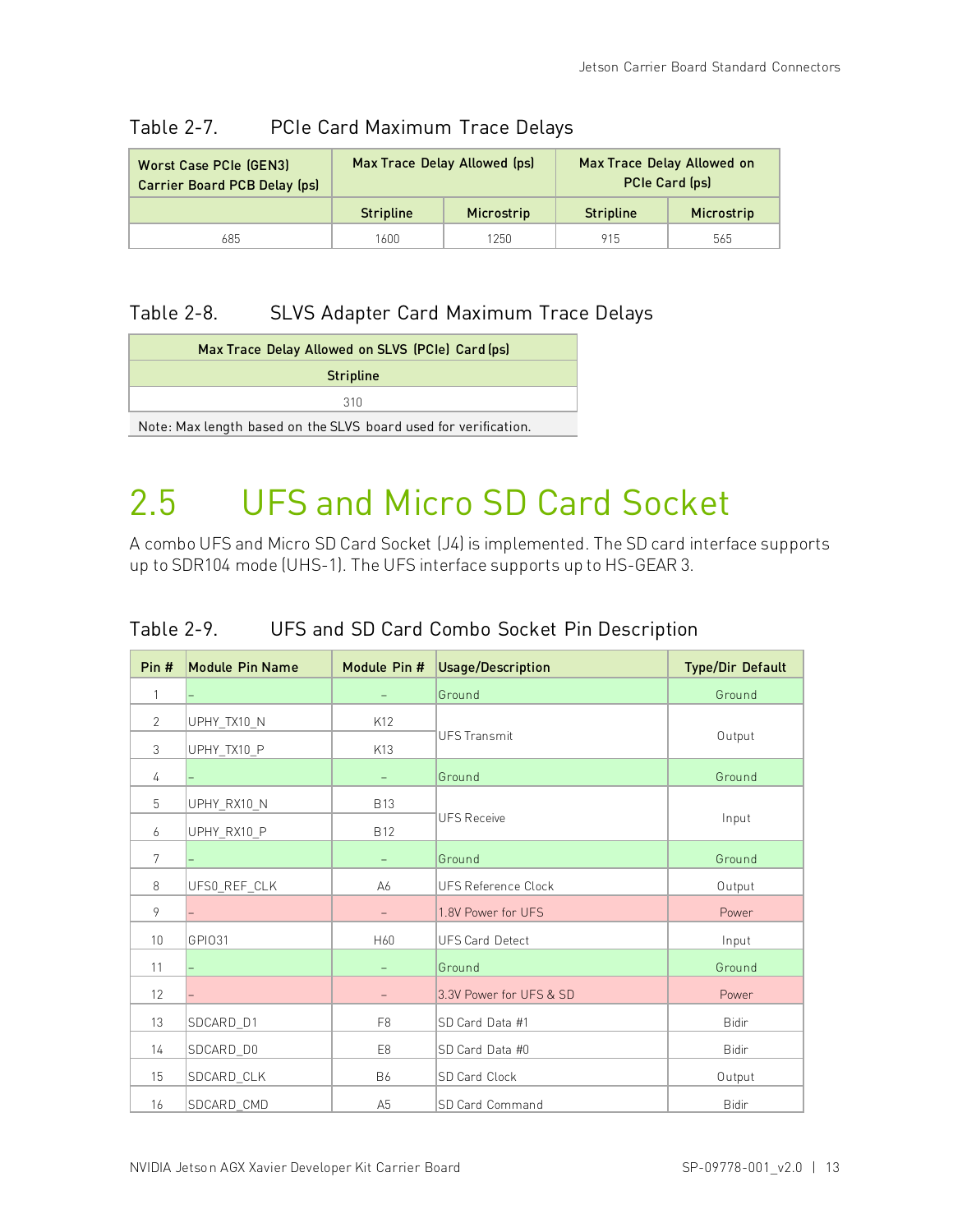Table 2-7. PCIe Card Maximum Trace Delays

| Worst Case PCIe (GEN3) Carrier Board PCB Delay (ps) | Max Trace Delay Allowed (ps) | | Max Trace Delay Allowed on PCIe Card (ps) | |
|---|---|---|---|---|
| | Stripline | Microstrip | Stripline | Microstrip |
| 685 | 1600 | 1250 | 915 | 565 |

Table 2-8. SLVS Adapter Card Maximum Trace Delays

| Max Trace Delay Allowed on SLVS (PCIe) Card (ps) |
|---|
| Stripline |
| 310 |
| Note: Max length based on the SLVS board used for verification. |

# 2.5 UFS and Micro SD Card Socket

A combo UFS and Micro SD Card Socket (J4) is implemented. The SD card interface supports up to SDR104 mode (UHS-1). The UFS interface supports up to HS-GEAR 3.

Table 2-9. UFS and SD Card Combo Socket Pin Description

| Pin # | Module Pin Name | Module Pin # | Usage/Description | Type/Dir Default |
|---|---|---|---|---|
| 1 | – | – | Ground | Ground |
| 2 | UPHY_TX10_N | K12 | UFS Transmit | Output |
| 3 | UPHY_TX10_P | K13 | | |
| 4 | – | – | Ground | Ground |
| 5 | UPHY_RX10_N | B13 | UFS Receive | Input |
| 6 | UPHY_RX10_P | B12 | | |
| 7 | – | – | Ground | Ground |
| 8 | UFS0_REF_CLK | A6 | UFS Reference Clock | Output |
| 9 | – | – | 1.8V Power for UFS | Power |
| 10 | GPIO31 | H60 | UFS Card Detect | Input |
| 11 | – | – | Ground | Ground |
| 12 | – | – | 3.3V Power for UFS & SD | Power |
| 13 | SDCARD_D1 | F8 | SD Card Data #1 | Bidir |
| 14 | SDCARD_D0 | E8 | SD Card Data #0 | Bidir |
| 15 | SDCARD_CLK | B6 | SD Card Clock | Output |
| 16 | SDCARD_CMD | A5 | SD Card Command | Bidir |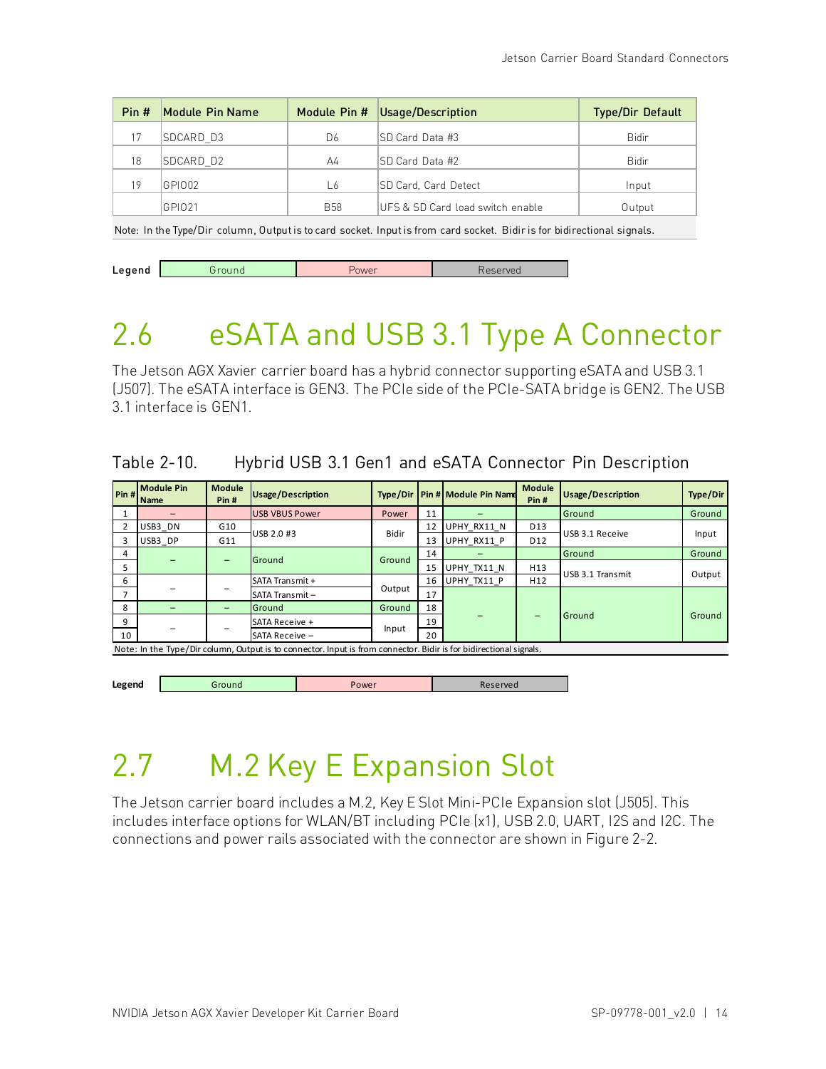| Pin # | Module Pin Name | Module Pin # | Usage/Description | Type/Dir Default |
|---|---|---|---|---|
| 17 | SDCARD_D3 | D6 | SD Card Data #3 | Bidir |
| 18 | SDCARD_D2 | A4 | SD Card Data #2 | Bidir |
| 19 | GPIO02 | L6 | SD Card, Card Detect | Input |
|  | GPIO21 | B58 | UFS & SD Card load switch enable | Output |

Note: In the Type/Dir column, Output is to card socket. Input is from card socket. Bidir is for bidirectional signals.

| Legend | Ground | Power | Reserved |
|---|---|---|---|

# 2.6 eSATA and USB 3.1 Type A Connector

The Jetson AGX Xavier carrier board has a hybrid connector supporting eSATA and USB 3.1 (J507). The eSATA interface is GEN3. The PCIe side of the PCIe-SATA bridge is GEN2. The USB 3.1 interface is GEN1.

Table 2-10. Hybrid USB 3.1 Gen1 and eSATA Connector Pin Description

| Pin # | Module Pin Name | Module Pin # | Usage/Description | Type/Dir | Pin # | Module Pin Name | Module Pin # | Usage/Description | Type/Dir |
|---|---|---|---|---|---|---|---|---|---|
| 1 | – |  | USB VBUS Power | Power | 11 | – |  | Ground | Ground |
| 2 | USB3_DN | G10 | USB 2.0 #3 | Bidir | 12 | UPHY_RX11_N | D13 | USB 3.1 Receive | Input |
| 3 | USB3_DP | G11 |  |  | 13 | UPHY_RX11_P | D12 |  |  |
| 4 | – | – | Ground | Ground | 14 | – |  | Ground | Ground |
| 5 |  |  |  |  | 15 | UPHY_TX11_N | H13 | USB 3.1 Transmit | Output |
| 6 | – | – | SATA Transmit + | Output | 16 | UPHY_TX11_P | H12 |  |  |
| 7 |  |  | SATA Transmit – |  | 17 | – | – | Ground | Ground |
| 8 | – | – | Ground | Ground | 18 |  |  |  |  |
| 9 | – | – | SATA Receive + | Input | 19 |  |  |  |  |
| 10 |  |  | SATA Receive – |  | 20 |  |  |  |  |

Note: In the Type/Dir column, Output is to connector. Input is from connector. Bidir is for bidirectional signals.

| Legend | Ground | Power | Reserved |
|---|---|---|---|

# 2.7 M.2 Key E Expansion Slot

The Jetson carrier board includes a M.2, Key E Slot Mini-PCIe Expansion slot (J505). This includes interface options for WLAN/BT including PCIe (x1), USB 2.0, UART, I2S and I2C. The connections and power rails associated with the connector are shown in Figure 2-2.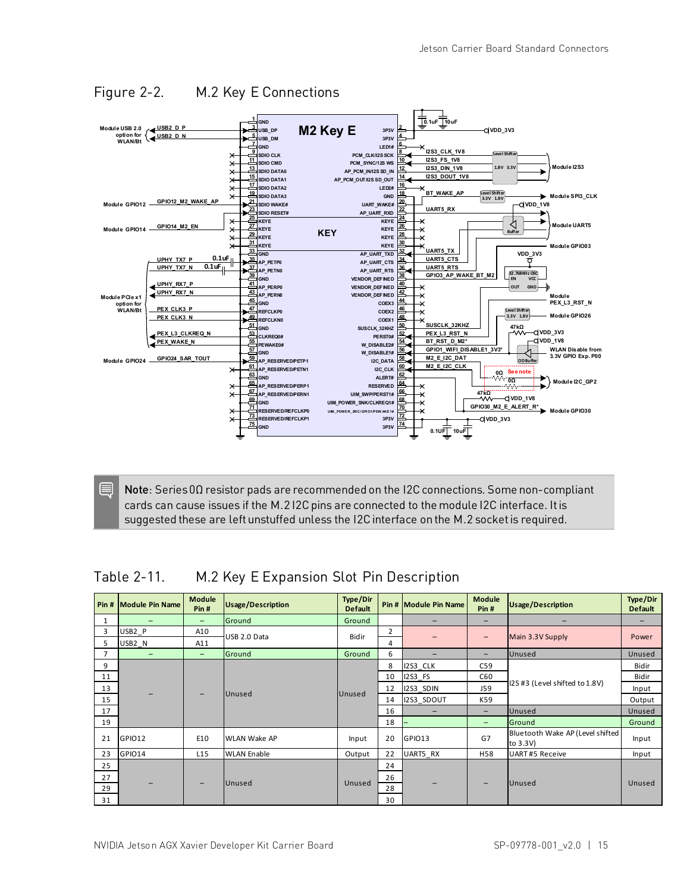## Figure 2-2. M.2 Key E Connections

> **Note**: Series 0Ω resistor pads are recommended on the I2C connections. Some non-compliant cards can cause issues if the M.2 I2C pins are connected to the module I2C interface. It is suggested these are left unstuffed unless the I2C interface on the M.2 socket is required.

## Table 2-11. M.2 Key E Expansion Slot Pin Description

| Pin # | Module Pin Name | Module Pin # | Usage/Description | Type/Dir Default | Pin # | Module Pin Name | Module Pin # | Usage/Description | Type/Dir Default |
|---|---|---|---|---|---|---|---|---|---|
| 1 | – | – | Ground | Ground | | – | – | – | – |
| 3 | USB2_P | A10 | USB 2.0 Data | Bidir | 2 | – | – | Main 3.3V Supply | Power |
| 5 | USB2_N | A11 | | | 4 | | | | |
| 7 | – | – | Ground | Ground | 6 | – | – | Unused | Unused |
| 9 | – | – | Unused | Unused | 8 | I2S3_CLK | C59 | I2S #3 (Level shifted to 1.8V) | Bidir |
| 11 | | | | | 10 | I2S3_FS | C60 | | Bidir |
| 13 | | | | | 12 | I2S3_SDIN | J59 | | Input |
| 15 | | | | | 14 | I2S3_SDOUT | K59 | | Output |
| 17 | | | | | 16 | – | – | Unused | Unused |
| 19 | | | | | 18 | – | – | Ground | Ground |
| 21 | GPIO12 | E10 | WLAN Wake AP | Input | 20 | GPIO13 | G7 | Bluetooth Wake AP (Level shifted to 3.3V) | Input |
| 23 | GPIO14 | L15 | WLAN Enable | Output | 22 | UART5_RX | H58 | UART #5 Receive | Input |
| 25 | – | – | Unused | Unused | 24 | – | – | Unused | Unused |
| 27 | | | | | 26 | | | | |
| 29 | | | | | 28 | | | | |
| 31 | | | | | 30 | | | | |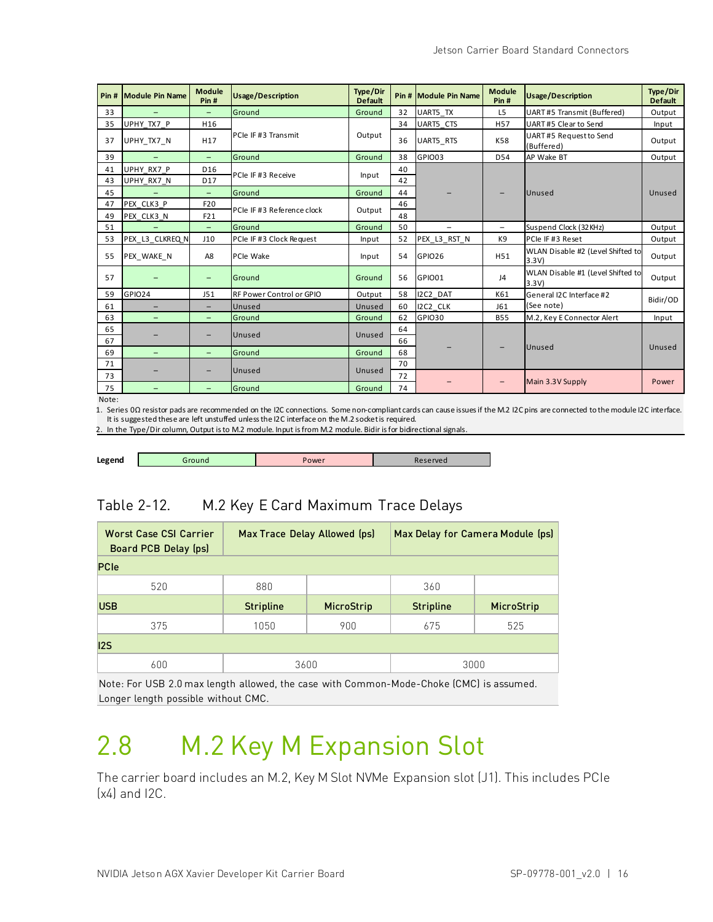| Pin # | Module Pin Name | Module Pin # | Usage/Description | Type/Dir Default | Pin # | Module Pin Name | Module Pin # | Usage/Description | Type/Dir Default |
|---|---|---|---|---|---|---|---|---|---|
| 33 | – | – | Ground | Ground | 32 | UART5_TX | L5 | UART #5 Transmit (Buffered) | Output |
| 35 | UPHY_TX7_P | H16 | PCIe IF #3 Transmit | Output | 34 | UART5_CTS | H57 | UART #5 Clear to Send | Input |
| 37 | UPHY_TX7_N | H17 | | | 36 | UART5_RTS | K58 | UART #5 Request to Send (Buffered) | Output |
| 39 | – | – | Ground | Ground | 38 | GPIO03 | D54 | AP Wake BT | Output |
| 41 | UPHY_RX7_P | D16 | PCIe IF #3 Receive | Input | 40 | – | – | Unused | Unused |
| 43 | UPHY_RX7_N | D17 | | | 42 | | | | |
| 45 | – | – | Ground | Ground | 44 | | | | |
| 47 | PEX_CLK3_P | F20 | PCIe IF #3 Reference clock | Output | 46 | | | | |
| 49 | PEX_CLK3_N | F21 | | | 48 | | | | |
| 51 | – | – | Ground | Ground | 50 | – | – | Suspend Clock (32KHz) | Output |
| 53 | PEX_L3_CLKREQ_N | J10 | PCIe IF #3 Clock Request | Input | 52 | PEX_L3_RST_N | K9 | PCIe IF #3 Reset | Output |
| 55 | PEX_WAKE_N | A8 | PCIe Wake | Input | 54 | GPIO26 | H51 | WLAN Disable #2 (Level Shifted to 3.3V) | Output |
| 57 | – | – | Ground | Ground | 56 | GPIO01 | J4 | WLAN Disable #1 (Level Shifted to 3.3V) | Output |
| 59 | GPIO24 | J51 | RF Power Control or GPIO | Output | 58 | I2C2_DAT | K61 | General I2C Interface #2 (See note) | Bidir/OD |
| 61 | – | – | Unused | Unused | 60 | I2C2_CLK | J61 | | |
| 63 | – | – | Ground | Ground | 62 | GPIO30 | B55 | M.2, Key E Connector Alert | Input |
| 65 | – | – | Unused | Unused | 64 | – | – | Unused | Unused |
| 67 | | | | | 66 | | | | |
| 69 | – | – | Ground | Ground | 68 | | | | |
| 71 | – | – | Unused | Unused | 70 | | | | |
| 73 | | | | | 72 | – | – | Main 3.3V Supply | Power |
| 75 | – | – | Ground | Ground | 74 | | | | |

Note:

1. Series 0Ω resistor pads are recommended on the I2C connections. Some non-compliant cards can cause issues if the M.2 I2C pins are connected to the module I2C interface. It is suggested these are left unstuffed unless the I2C interface on the M.2 socket is required.
2. In the Type/Dir column, Output is to M.2 module. Input is from M.2 module. Bidir is for bidirectional signals.

| Legend | Ground | Power | Reserved |
|---|---|---|---|

## Table 2-12. M.2 Key E Card Maximum Trace Delays

| Worst Case CSI Carrier Board PCB Delay (ps) | Max Trace Delay Allowed (ps) | | Max Delay for Camera Module (ps) | |
|---|---|---|---|---|
| **PCIe** | | | | |
| 520 | 880 | | 360 | |
| **USB** | **Stripline** | **MicroStrip** | **Stripline** | **MicroStrip** |
| 375 | 1050 | 900 | 675 | 525 |
| **I2S** | | | | |
| 600 | 3600 | | 3000 | |
| Note: For USB 2.0 max length allowed, the case with Common-Mode-Choke (CMC) is assumed. Longer length possible without CMC. | | | | |

# 2.8 M.2 Key M Expansion Slot

The carrier board includes an M.2, Key M Slot NVMe Expansion slot (J1). This includes PCIe (x4) and I2C.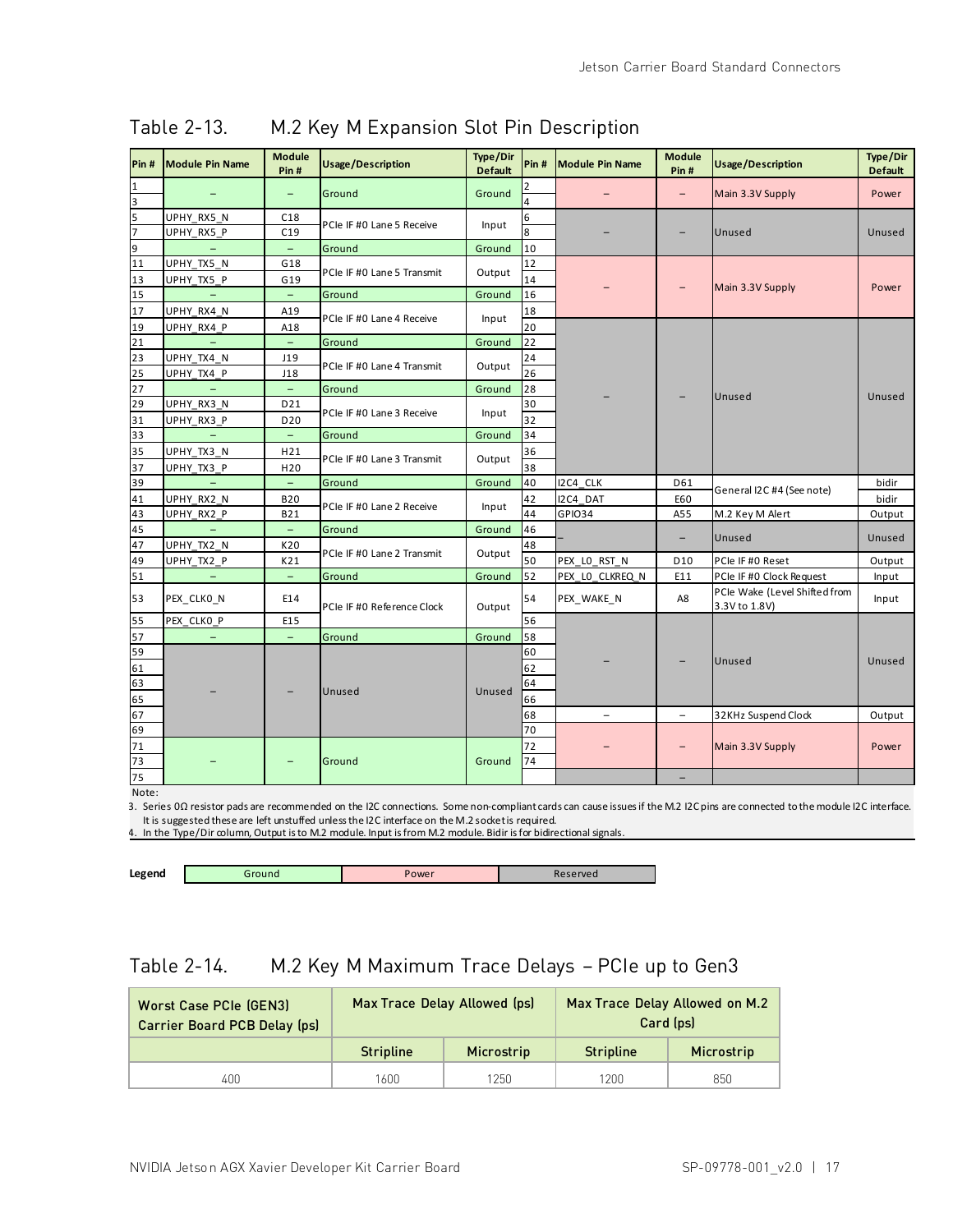## Table 2-13. M.2 Key M Expansion Slot Pin Description

| Pin # | Module Pin Name | Module Pin # | Usage/Description | Type/Dir Default | Pin # | Module Pin Name | Module Pin # | Usage/Description | Type/Dir Default |
|---|---|---|---|---|---|---|---|---|---|
| 1 | – | – | Ground | Ground | 2 | – | – | Main 3.3V Supply | Power |
| 3 | | | | | 4 | | | | |
| 5 | UPHY_RX5_N | C18 | PCIe IF #0 Lane 5 Receive | Input | 6 | – | – | Unused | Unused |
| 7 | UPHY_RX5_P | C19 | | | 8 | | | | |
| 9 | – | – | Ground | Ground | 10 | | | | |
| 11 | UPHY_TX5_N | G18 | PCIe IF #0 Lane 5 Transmit | Output | 12 | – | – | Main 3.3V Supply | Power |
| 13 | UPHY_TX5_P | G19 | | | 14 | | | | |
| 15 | – | – | Ground | Ground | 16 | | | | |
| 17 | UPHY_RX4_N | A19 | PCIe IF #0 Lane 4 Receive | Input | 18 | | | | |
| 19 | UPHY_RX4_P | A18 | | | 20 | – | – | Unused | Unused |
| 21 | – | – | Ground | Ground | 22 | | | | |
| 23 | UPHY_TX4_N | J19 | PCIe IF #0 Lane 4 Transmit | Output | 24 | | | | |
| 25 | UPHY_TX4_P | J18 | | | 26 | | | | |
| 27 | – | – | Ground | Ground | 28 | | | | |
| 29 | UPHY_RX3_N | D21 | PCIe IF #0 Lane 3 Receive | Input | 30 | | | | |
| 31 | UPHY_RX3_P | D20 | | | 32 | | | | |
| 33 | – | – | Ground | Ground | 34 | | | | |
| 35 | UPHY_TX3_N | H21 | PCIe IF #0 Lane 3 Transmit | Output | 36 | | | | |
| 37 | UPHY_TX3_P | H20 | | | 38 | | | | |
| 39 | – | – | Ground | Ground | 40 | I2C4_CLK | D61 | General I2C #4 (See note) | bidir |
| 41 | UPHY_RX2_N | B20 | PCIe IF #0 Lane 2 Receive | Input | 42 | I2C4_DAT | E60 | | bidir |
| 43 | UPHY_RX2_P | B21 | | | 44 | GPIO34 | A55 | M.2 Key M Alert | Output |
| 45 | – | – | Ground | Ground | 46 | – | – | Unused | Unused |
| 47 | UPHY_TX2_N | K20 | PCIe IF #0 Lane 2 Transmit | Output | 48 | | | | |
| 49 | UPHY_TX2_P | K21 | | | 50 | PEX_L0_RST_N | D10 | PCIe IF #0 Reset | Output |
| 51 | – | – | Ground | Ground | 52 | PEX_L0_CLKREQ_N | E11 | PCIe IF #0 Clock Request | Input |
| 53 | PEX_CLK0_N | E14 | PCIe IF #0 Reference Clock | Output | 54 | PEX_WAKE_N | A8 | PCIe Wake (Level Shifted from 3.3V to 1.8V) | Input |
| 55 | PEX_CLK0_P | E15 | | | 56 | – | – | Unused | Unused |
| 57 | – | – | Ground | Ground | 58 | | | | |
| 59 | – | – | Unused | Unused | 60 | | | | |
| 61 | | | | | 62 | | | | |
| 63 | | | | | 64 | | | | |
| 65 | | | | | 66 | | | | |
| 67 | | | | | 68 | – | – | 32KHz Suspend Clock | Output |
| 69 | | | | | 70 | – | – | Main 3.3V Supply | Power |
| 71 | – | – | Ground | Ground | 72 | | | | |
| 73 | | | | | 74 | | | | |
| 75 | | | | | | | – | | |

Note:

3. Series 0Ω resistor pads are recommended on the I2C connections. Some non-compliant cards can cause issues if the M.2 I2C pins are connected to the module I2C interface. It is suggested these are left unstuffed unless the I2C interface on the M.2 socket is required.
4. In the Type/Dir column, Output is to M.2 module. Input is from M.2 module. Bidir is for bidirectional signals.

**Legend**: Ground | Power | Reserved

## Table 2-14. M.2 Key M Maximum Trace Delays – PCIe up to Gen3

| Worst Case PCIe (GEN3) Carrier Board PCB Delay (ps) | Max Trace Delay Allowed (ps) | | Max Trace Delay Allowed on M.2 Card (ps) | |
|---|---|---|---|---|
| | Stripline | Microstrip | Stripline | Microstrip |
| 400 | 1600 | 1250 | 1200 | 850 |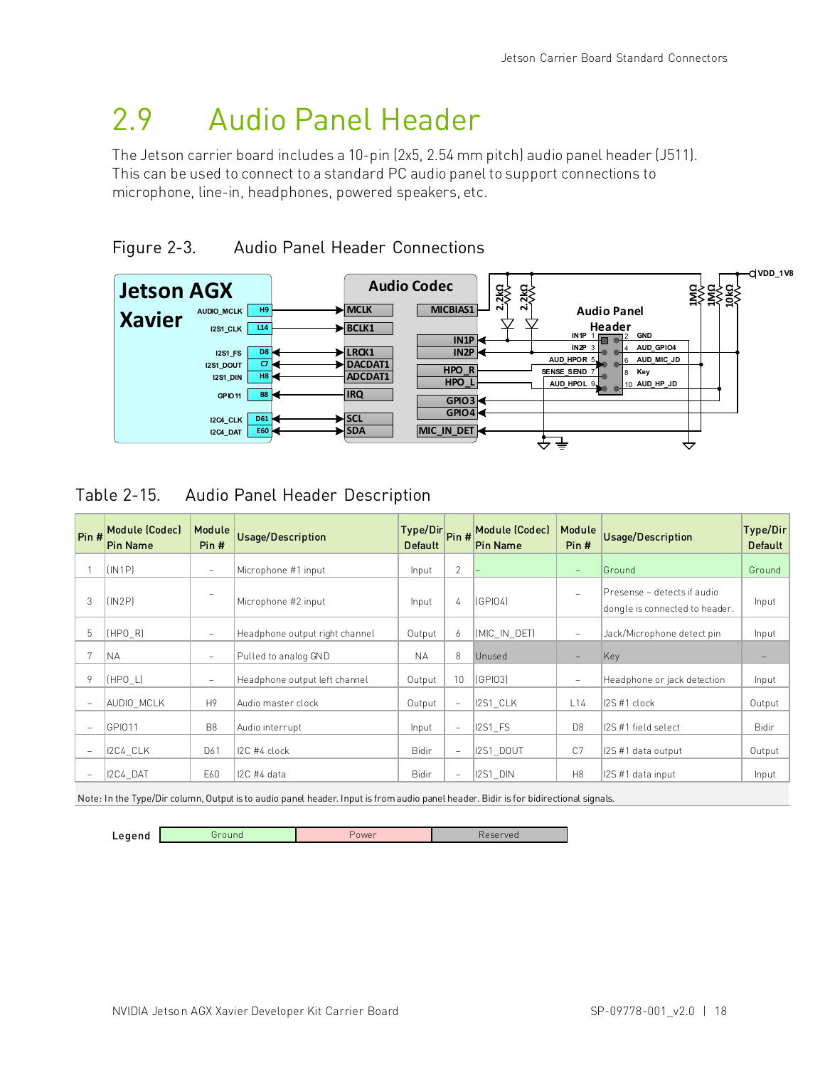# 2.9 Audio Panel Header

The Jetson carrier board includes a 10-pin (2x5, 2.54 mm pitch) audio panel header (J511). This can be used to connect to a standard PC audio panel to support connections to microphone, line-in, headphones, powered speakers, etc.

Figure 2-3. Audio Panel Header Connections

Table 2-15. Audio Panel Header Description

| Pin # | Module (Codec) Pin Name | Module Pin # | Usage/Description | Type/Dir Default | Pin # | Module (Codec) Pin Name | Module Pin # | Usage/Description | Type/Dir Default |
|---|---|---|---|---|---|---|---|---|---|
| 1 | (IN1P) | – | Microphone #1 input | Input | 2 | – | – | Ground | Ground |
| 3 | (IN2P) | – | Microphone #2 input | Input | 4 | (GPIO4) | – | Presense – detects if audio dongle is connected to header. | Input |
| 5 | (HPO_R) | – | Headphone output right channel | Output | 6 | (MIC_IN_DET) | – | Jack/Microphone detect pin | Input |
| 7 | NA | – | Pulled to analog GND | NA | 8 | Unused | – | Key | – |
| 9 | (HPO_L) | – | Headphone output left channel | Output | 10 | (GPIO3) | – | Headphone or jack detection | Input |
| – | AUDIO_MCLK | H9 | Audio master clock | Output | – | I2S1_CLK | L14 | I2S #1 clock | Output |
| – | GPIO11 | B8 | Audio interrupt | Input | – | I2S1_FS | D8 | I2S #1 field select | Bidir |
| – | I2C4_CLK | D61 | I2C #4 clock | Bidir | – | I2S1_DOUT | C7 | I2S #1 data output | Output |
| – | I2C4_DAT | E60 | I2C #4 data | Bidir | – | I2S1_DIN | H8 | I2S #1 data input | Input |

Note: In the Type/Dir column, Output is to audio panel header. Input is from audio panel header. Bidir is for bidirectional signals.

Legend: Ground | Power | Reserved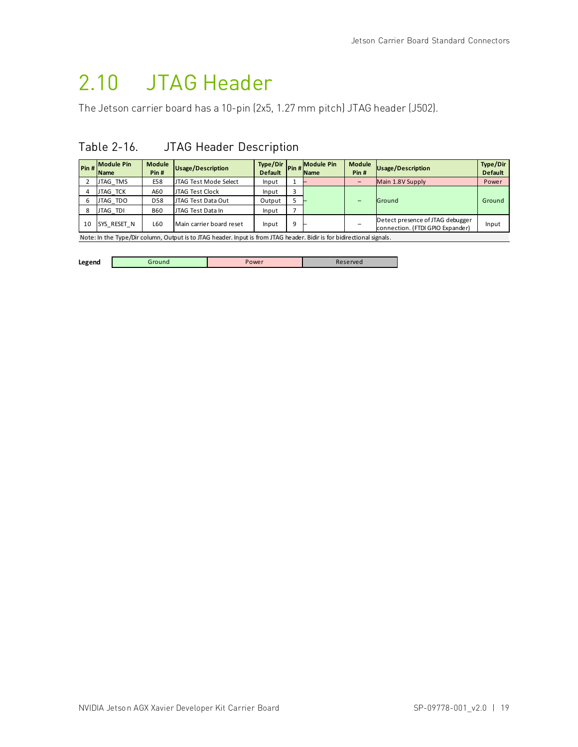## 2.10 JTAG Header

The Jetson carrier board has a 10-pin (2x5, 1.27 mm pitch) JTAG header (J502).

Table 2-16. JTAG Header Description

| Pin # | Module Pin Name | Module Pin # | Usage/Description | Type/Dir Default | Pin # | Module Pin Name | Module Pin # | Usage/Description | Type/Dir Default |
|---|---|---|---|---|---|---|---|---|---|
| 2 | JTAG_TMS | E58 | JTAG Test Mode Select | Input | 1 | – | – | Main 1.8V Supply | Power |
| 4 | JTAG_TCK | A60 | JTAG Test Clock | Input | 3 | – | – | Ground | Ground |
| 6 | JTAG_TDO | D58 | JTAG Test Data Out | Output | 5 | – | – | Ground | Ground |
| 8 | JTAG_TDI | B60 | JTAG Test Data In | Input | 7 | – | – | Ground | Ground |
| 10 | SYS_RESET_N | L60 | Main carrier board reset | Input | 9 | – | – | Detect presence of JTAG debugger connection. (FTDI GPIO Expander) | Input |

Note: In the Type/Dir column, Output is to JTAG header. Input is from JTAG header. Bidir is for bidirectional signals.

| Legend | Ground | Power | Reserved |
|---|---|---|---|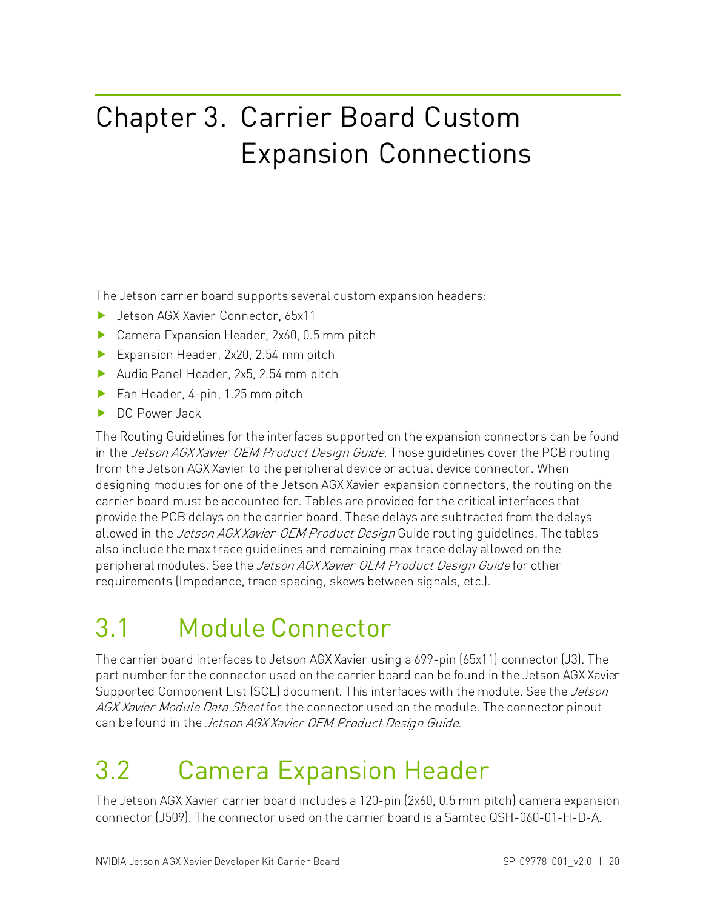# Chapter 3. Carrier Board Custom Expansion Connections

The Jetson carrier board supports several custom expansion headers:

- Jetson AGX Xavier Connector, 65x11
- Camera Expansion Header, 2x60, 0.5 mm pitch
- Expansion Header, 2x20, 2.54 mm pitch
- Audio Panel Header, 2x5, 2.54 mm pitch
- Fan Header, 4-pin, 1.25 mm pitch
- DC Power Jack

The Routing Guidelines for the interfaces supported on the expansion connectors can be found in the *Jetson AGX Xavier OEM Product Design Guide*. Those guidelines cover the PCB routing from the Jetson AGX Xavier to the peripheral device or actual device connector. When designing modules for one of the Jetson AGX Xavier expansion connectors, the routing on the carrier board must be accounted for. Tables are provided for the critical interfaces that provide the PCB delays on the carrier board. These delays are subtracted from the delays allowed in the *Jetson AGX Xavier OEM Product Design* Guide routing guidelines. The tables also include the max trace guidelines and remaining max trace delay allowed on the peripheral modules. See the *Jetson AGX Xavier OEM Product Design Guide* for other requirements (Impedance, trace spacing, skews between signals, etc.).

## 3.1 Module Connector

The carrier board interfaces to Jetson AGX Xavier using a 699-pin (65x11) connector (J3). The part number for the connector used on the carrier board can be found in the Jetson AGX Xavier Supported Component List (SCL) document. This interfaces with the module. See the *Jetson AGX Xavier Module Data Sheet* for the connector used on the module. The connector pinout can be found in the *Jetson AGX Xavier OEM Product Design Guide*.

## 3.2 Camera Expansion Header

The Jetson AGX Xavier carrier board includes a 120-pin (2x60, 0.5 mm pitch) camera expansion connector (J509). The connector used on the carrier board is a Samtec QSH-060-01-H-D-A.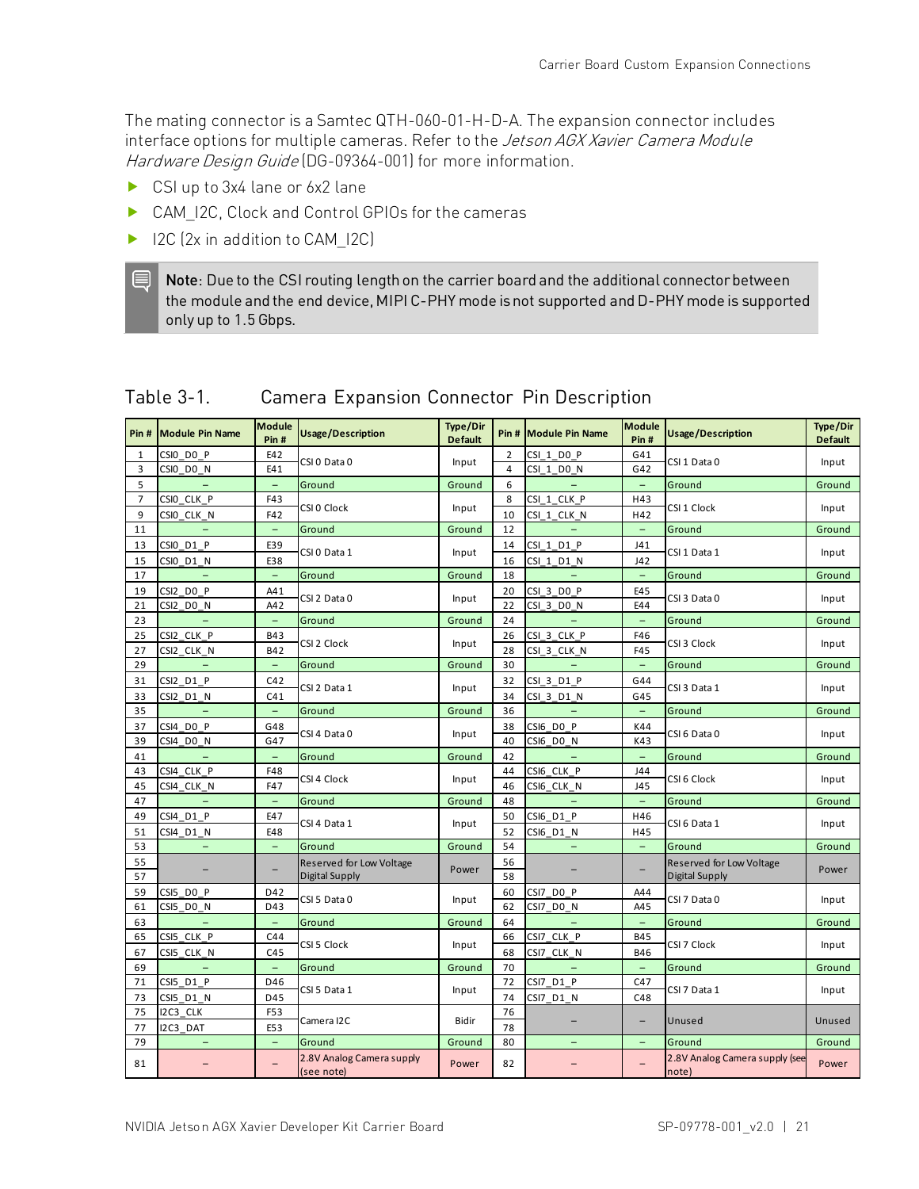The mating connector is a Samtec QTH-060-01-H-D-A. The expansion connector includes interface options for multiple cameras. Refer to the *Jetson AGX Xavier Camera Module Hardware Design Guide* (DG-09364-001) for more information.

- CSI up to 3x4 lane or 6x2 lane
- CAM_I2C, Clock and Control GPIOs for the cameras
- I2C (2x in addition to CAM_I2C)

> **Note**: Due to the CSI routing length on the carrier board and the additional connector between the module and the end device, MIPI C-PHY mode is not supported and D-PHY mode is supported only up to 1.5 Gbps.

Table 3-1. Camera Expansion Connector Pin Description

| Pin # | Module Pin Name | Module Pin # | Usage/Description | Type/Dir Default | Pin # | Module Pin Name | Module Pin # | Usage/Description | Type/Dir Default |
|---|---|---|---|---|---|---|---|---|---|
| 1 | CSI0_D0_P | E42 | CSI 0 Data 0 | Input | 2 | CSI_1_D0_P | G41 | CSI 1 Data 0 | Input |
| 3 | CSI0_D0_N | E41 | | | 4 | CSI_1_D0_N | G42 | | |
| 5 | – | – | Ground | Ground | 6 | – | – | Ground | Ground |
| 7 | CSI0_CLK_P | F43 | CSI 0 Clock | Input | 8 | CSI_1_CLK_P | H43 | CSI 1 Clock | Input |
| 9 | CSI0_CLK_N | F42 | | | 10 | CSI_1_CLK_N | H42 | | |
| 11 | – | – | Ground | Ground | 12 | – | – | Ground | Ground |
| 13 | CSI0_D1_P | E39 | CSI 0 Data 1 | Input | 14 | CSI_1_D1_P | J41 | CSI 1 Data 1 | Input |
| 15 | CSI0_D1_N | E38 | | | 16 | CSI_1_D1_N | J42 | | |
| 17 | – | – | Ground | Ground | 18 | – | – | Ground | Ground |
| 19 | CSI2_D0_P | A41 | CSI 2 Data 0 | Input | 20 | CSI_3_D0_P | E45 | CSI 3 Data 0 | Input |
| 21 | CSI2_D0_N | A42 | | | 22 | CSI_3_D0_N | E44 | | |
| 23 | – | – | Ground | Ground | 24 | – | – | Ground | Ground |
| 25 | CSI2_CLK_P | B43 | CSI 2 Clock | Input | 26 | CSI_3_CLK_P | F46 | CSI 3 Clock | Input |
| 27 | CSI2_CLK_N | B42 | | | 28 | CSI_3_CLK_N | F45 | | |
| 29 | – | – | Ground | Ground | 30 | – | – | Ground | Ground |
| 31 | CSI2_D1_P | C42 | CSI 2 Data 1 | Input | 32 | CSI_3_D1_P | G44 | CSI 3 Data 1 | Input |
| 33 | CSI2_D1_N | C41 | | | 34 | CSI_3_D1_N | G45 | | |
| 35 | – | – | Ground | Ground | 36 | – | – | Ground | Ground |
| 37 | CSI4_D0_P | G48 | CSI 4 Data 0 | Input | 38 | CSI6_D0_P | K44 | CSI 6 Data 0 | Input |
| 39 | CSI4_D0_N | G47 | | | 40 | CSI6_D0_N | K43 | | |
| 41 | – | – | Ground | Ground | 42 | – | – | Ground | Ground |
| 43 | CSI4_CLK_P | F48 | CSI 4 Clock | Input | 44 | CSI6_CLK_P | J44 | CSI 6 Clock | Input |
| 45 | CSI4_CLK_N | F47 | | | 46 | CSI6_CLK_N | J45 | | |
| 47 | – | – | Ground | Ground | 48 | – | – | Ground | Ground |
| 49 | CSI4_D1_P | E47 | CSI 4 Data 1 | Input | 50 | CSI6_D1_P | H46 | CSI 6 Data 1 | Input |
| 51 | CSI4_D1_N | E48 | | | 52 | CSI6_D1_N | H45 | | |
| 53 | – | – | Ground | Ground | 54 | – | – | Ground | Ground |
| 55 | – | – | Reserved for Low Voltage Digital Supply | Power | 56 | – | – | Reserved for Low Voltage Digital Supply | Power |
| 57 | | | | | 58 | | | | |
| 59 | CSI5_D0_P | D42 | CSI 5 Data 0 | Input | 60 | CSI7_D0_P | A44 | CSI 7 Data 0 | Input |
| 61 | CSI5_D0_N | D43 | | | 62 | CSI7_D0_N | A45 | | |
| 63 | – | – | Ground | Ground | 64 | – | – | Ground | Ground |
| 65 | CSI5_CLK_P | C44 | CSI 5 Clock | Input | 66 | CSI7_CLK_P | B45 | CSI 7 Clock | Input |
| 67 | CSI5_CLK_N | C45 | | | 68 | CSI7_CLK_N | B46 | | |
| 69 | – | – | Ground | Ground | 70 | – | – | Ground | Ground |
| 71 | CSI5_D1_P | D46 | CSI 5 Data 1 | Input | 72 | CSI7_D1_P | C47 | CSI 7 Data 1 | Input |
| 73 | CSI5_D1_N | D45 | | | 74 | CSI7_D1_N | C48 | | |
| 75 | I2C3_CLK | F53 | Camera I2C | Bidir | 76 | – | – | Unused | Unused |
| 77 | I2C3_DAT | E53 | | | 78 | | | | |
| 79 | – | – | Ground | Ground | 80 | – | – | Ground | Ground |
| 81 | – | – | 2.8V Analog Camera supply (see note) | Power | 82 | – | – | 2.8V Analog Camera supply (see note) | Power |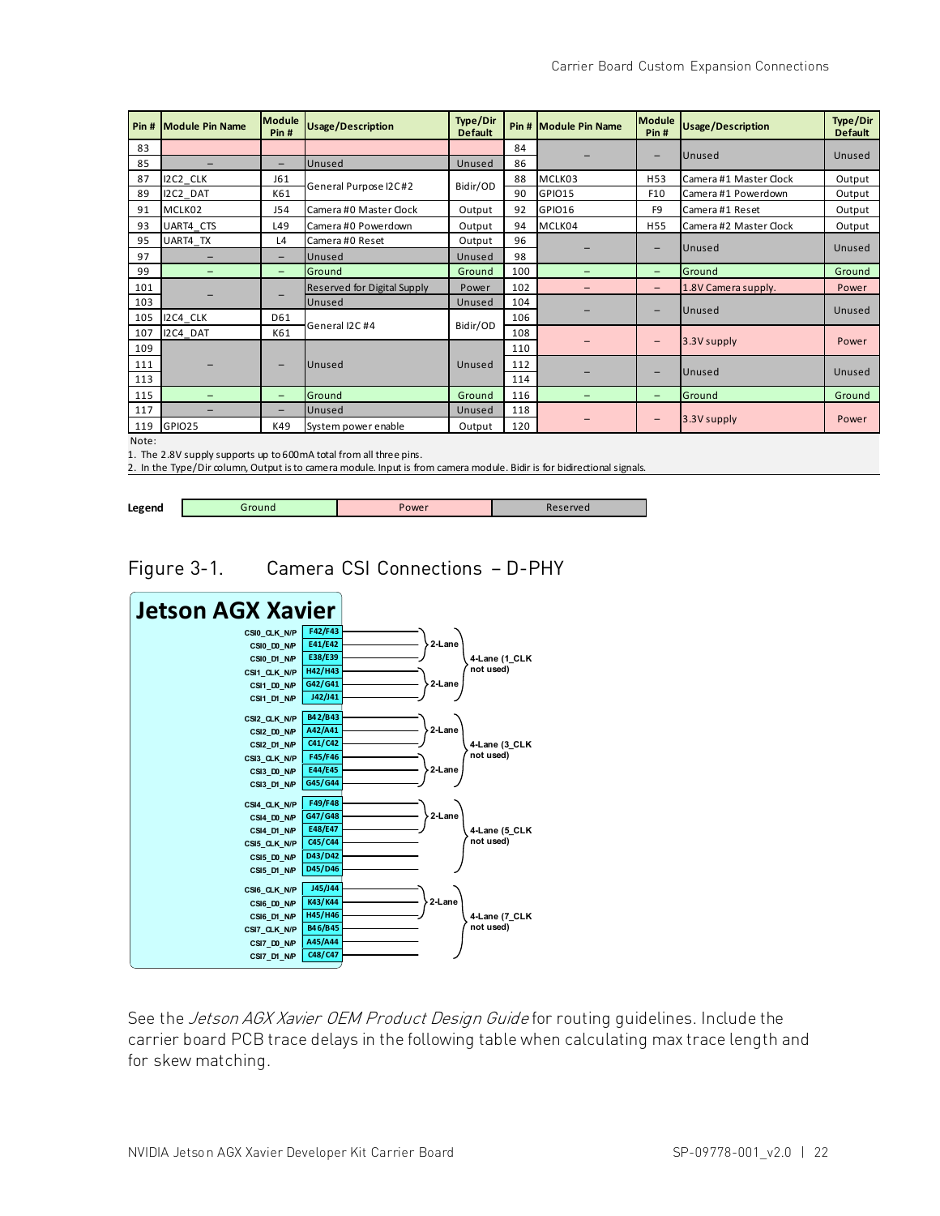| Pin # | Module Pin Name | Module Pin # | Usage/Description | Type/Dir Default | Pin # | Module Pin Name | Module Pin # | Usage/Description | Type/Dir Default |
|---|---|---|---|---|---|---|---|---|---|
| 83 | | | | | 84 | – | – | Unused | Unused |
| 85 | – | – | Unused | Unused | 86 | | | | |
| 87 | I2C2_CLK | J61 | General Purpose I2C#2 | Bidir/OD | 88 | MCLK03 | H53 | Camera #1 Master Clock | Output |
| 89 | I2C2_DAT | K61 | | | 90 | GPIO15 | F10 | Camera #1 Powerdown | Output |
| 91 | MCLK02 | J54 | Camera #0 Master Clock | Output | 92 | GPIO16 | F9 | Camera #1 Reset | Output |
| 93 | UART4_CTS | L49 | Camera #0 Powerdown | Output | 94 | MCLK04 | H55 | Camera #2 Master Clock | Output |
| 95 | UART4_TX | L4 | Camera #0 Reset | Output | 96 | – | – | Unused | Unused |
| 97 | – | – | Unused | Unused | 98 | | | | |
| 99 | – | – | Ground | Ground | 100 | – | – | Ground | Ground |
| 101 | – | – | Reserved for Digital Supply | Power | 102 | – | – | 1.8V Camera supply. | Power |
| 103 | | | Unused | Unused | 104 | – | – | Unused | Unused |
| 105 | I2C4_CLK | D61 | General I2C #4 | Bidir/OD | 106 | | | | |
| 107 | I2C4_DAT | K61 | | | 108 | – | – | 3.3V supply | Power |
| 109 | – | – | Unused | Unused | 110 | | | | |
| 111 | | | | | 112 | – | – | Unused | Unused |
| 113 | | | | | 114 | | | | |
| 115 | – | – | Ground | Ground | 116 | – | – | Ground | Ground |
| 117 | – | – | Unused | Unused | 118 | – | – | 3.3V supply | Power |
| 119 | GPIO25 | K49 | System power enable | Output | 120 | | | | |

Note:
1. The 2.8V supply supports up to 600mA total from all three pins.
2. In the Type/Dir column, Output is to camera module. Input is from camera module. Bidir is for bidirectional signals.

**Legend**: Ground | Power | Reserved

Figure 3-1. Camera CSI Connections – D-PHY

**Jetson AGX Xavier**

| Signal | Pins | Grouping |
|---|---|---|
| CSI0_CLK_N/P | F42/F43 | 2-Lane; 4-Lane (1_CLK not used) |
| CSI0_D0_N/P | E41/E42 | |
| CSI0_D1_N/P | E38/E39 | |
| CSI1_CLK_N/P | H42/H43 | 2-Lane |
| CSI1_D0_N/P | G42/G41 | |
| CSI1_D1_N/P | J42/J41 | |
| CSI2_CLK_N/P | B42/B43 | 2-Lane; 4-Lane (3_CLK not used) |
| CSI2_D0_N/P | A42/A41 | |
| CSI2_D1_N/P | C41/C42 | |
| CSI3_CLK_N/P | F45/F46 | 2-Lane |
| CSI3_D0_N/P | E44/E45 | |
| CSI3_D1_N/P | G45/G44 | |
| CSI4_CLK_N/P | F49/F48 | 2-Lane; 4-Lane (5_CLK not used) |
| CSI4_D0_N/P | G47/G48 | |
| CSI4_D1_N/P | E48/E47 | |
| CSI5_CLK_N/P | C45/C44 | |
| CSI5_D0_N/P | D43/D42 | |
| CSI5_D1_N/P | D45/D46 | |
| CSI6_CLK_N/P | J45/J44 | 2-Lane; 4-Lane (7_CLK not used) |
| CSI6_D0_N/P | K43/K44 | |
| CSI6_D1_N/P | H45/H46 | |
| CSI7_CLK_N/P | B46/B45 | |
| CSI7_D0_N/P | A45/A44 | |
| CSI7_D1_N/P | C48/C47 | |

See the *Jetson AGX Xavier OEM Product Design Guide* for routing guidelines. Include the carrier board PCB trace delays in the following table when calculating max trace length and for skew matching.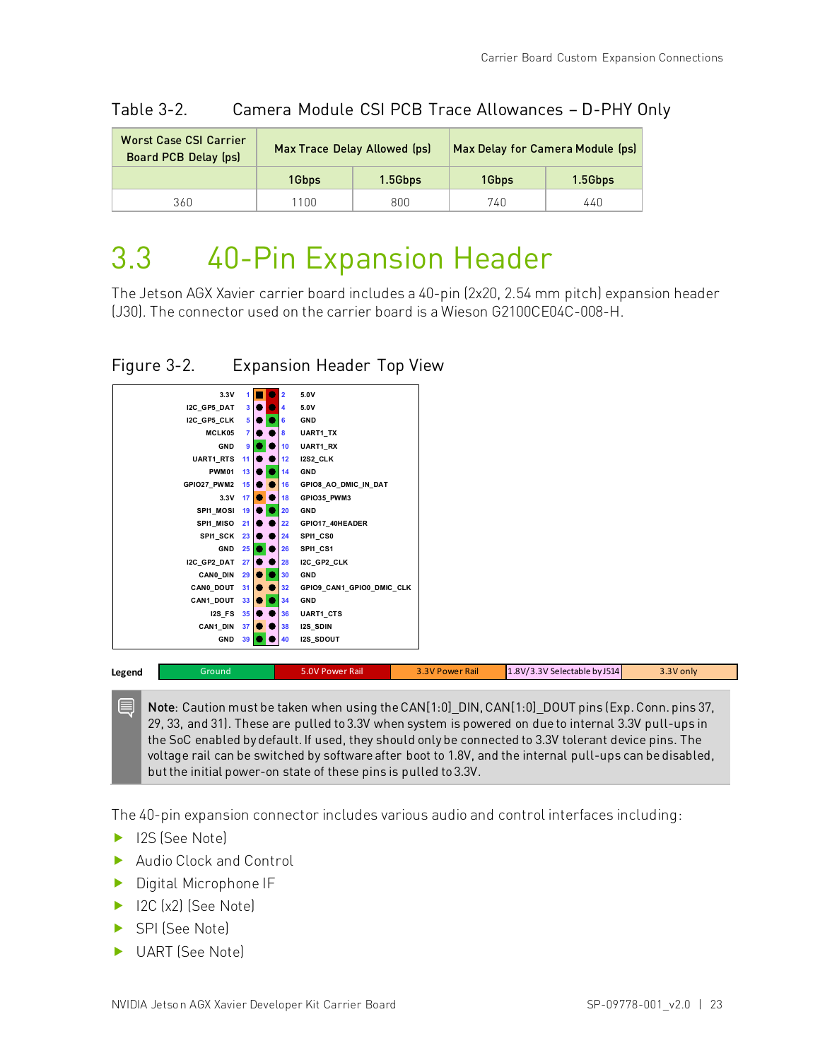Table 3-2. Camera Module CSI PCB Trace Allowances – D-PHY Only

| Worst Case CSI Carrier Board PCB Delay (ps) | Max Trace Delay Allowed (ps) | | Max Delay for Camera Module (ps) | |
|---|---|---|---|---|
| | 1Gbps | 1.5Gbps | 1Gbps | 1.5Gbps |
| 360 | 1100 | 800 | 740 | 440 |

# 3.3 40-Pin Expansion Header

The Jetson AGX Xavier carrier board includes a 40-pin (2x20, 2.54 mm pitch) expansion header (J30). The connector used on the carrier board is a Wieson G2100CE04C-008-H.

Figure 3-2. Expansion Header Top View

| Signal | Pin | Pin | Signal |
|---|---|---|---|
| 3.3V | 1 | 2 | 5.0V |
| I2C_GP5_DAT | 3 | 4 | 5.0V |
| I2C_GP5_CLK | 5 | 6 | GND |
| MCLK05 | 7 | 8 | UART1_TX |
| GND | 9 | 10 | UART1_RX |
| UART1_RTS | 11 | 12 | I2S2_CLK |
| PWM01 | 13 | 14 | GND |
| GPIO27_PWM2 | 15 | 16 | GPIO8_AO_DMIC_IN_DAT |
| 3.3V | 17 | 18 | GPIO35_PWM3 |
| SPI1_MOSI | 19 | 20 | GND |
| SPI1_MISO | 21 | 22 | GPIO17_40HEADER |
| SPI1_SCK | 23 | 24 | SPI1_CS0 |
| GND | 25 | 26 | SPI1_CS1 |
| I2C_GP2_DAT | 27 | 28 | I2C_GP2_CLK |
| CAN0_DIN | 29 | 30 | GND |
| CAN0_DOUT | 31 | 32 | GPIO9_CAN1_GPIO0_DMIC_CLK |
| CAN1_DOUT | 33 | 34 | GND |
| I2S_FS | 35 | 36 | UART1_CTS |
| CAN1_DIN | 37 | 38 | I2S_SDIN |
| GND | 39 | 40 | I2S_SDOUT |

**Legend**: Ground | 5.0V Power Rail | 3.3V Power Rail | 1.8V/3.3V Selectable by J514 | 3.3V only

**Note**: Caution must be taken when using the CAN[1:0]_DIN, CAN[1:0]_DOUT pins (Exp. Conn. pins 37, 29, 33, and 31). These are pulled to 3.3V when system is powered on due to internal 3.3V pull-ups in the SoC enabled by default. If used, they should only be connected to 3.3V tolerant device pins. The voltage rail can be switched by software after boot to 1.8V, and the internal pull-ups can be disabled, but the initial power-on state of these pins is pulled to 3.3V.

The 40-pin expansion connector includes various audio and control interfaces including:

- I2S (See Note)
- Audio Clock and Control
- Digital Microphone IF
- I2C (x2) (See Note)
- SPI (See Note)
- UART (See Note)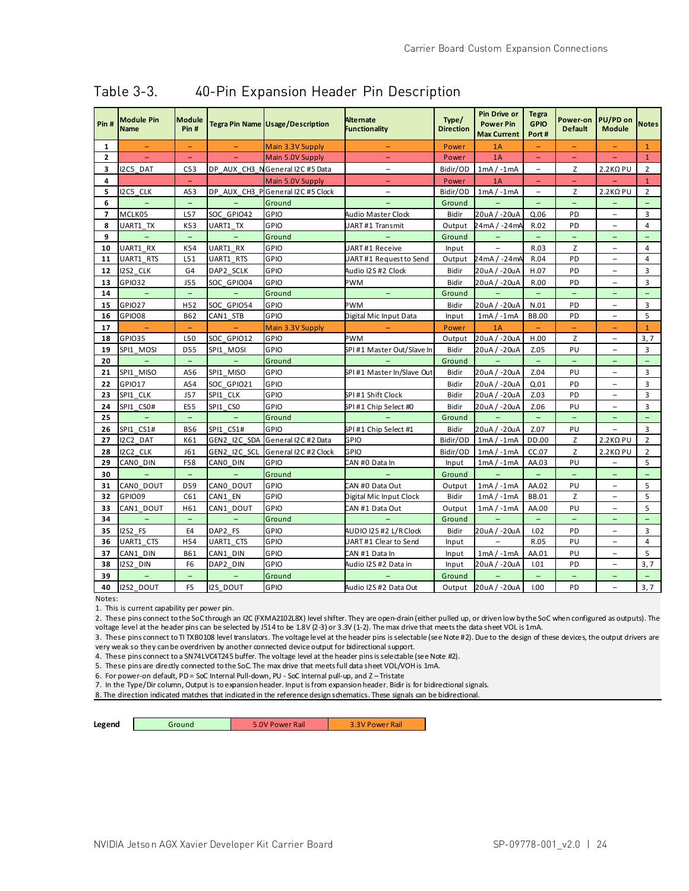## Table 3-3. 40-Pin Expansion Header Pin Description

| Pin # | Module Pin Name | Module Pin # | Tegra Pin Name | Usage/Description | Alternate Functionality | Type/ Direction | Pin Drive or Power Pin Max Current | Tegra GPIO Port # | Power-on Default | PU/PD on Module | Notes |
|---|---|---|---|---|---|---|---|---|---|---|---|
| 1 | – | – | – | Main 3.3V Supply | – | Power | 1A | – | – | – | 1 |
| 2 | – | – | – | Main 5.0V Supply | – | Power | 1A | – | – | – | 1 |
| 3 | I2C5_DAT | C53 | DP_AUX_CH3_N | General I2C #5 Data | – | Bidir/OD | 1mA / -1mA | – | Z | 2.2KΩ PU | 2 |
| 4 | | – | | Main 5.0V Supply | – | Power | 1A | – | – | – | 1 |
| 5 | I2C5_CLK | A53 | DP_AUX_CH3_P | General I2C #5 Clock | – | Bidir/OD | 1mA / -1mA | – | Z | 2.2KΩ PU | 2 |
| 6 | – | – | – | Ground | – | Ground | – | – | – | – | – |
| 7 | MCLK05 | L57 | SOC_GPIO42 | GPIO | Audio Master Clock | Bidir | 20uA / -20uA | Q.06 | PD | – | 3 |
| 8 | UART1_TX | K53 | UART1_TX | GPIO | UART #1 Transmit | Output | 24mA / -24mA | R.02 | PD | – | 4 |
| 9 | – | – | – | Ground | – | Ground | – | – | – | – | – |
| 10 | UART1_RX | K54 | UART1_RX | GPIO | UART #1 Receive | Input | – | R.03 | Z | – | 4 |
| 11 | UART1_RTS | L51 | UART1_RTS | GPIO | UART #1 Request to Send | Output | 24mA / -24mA | R.04 | PD | – | 4 |
| 12 | I2S2_CLK | G4 | DAP2_SCLK | GPIO | Audio I2S #2 Clock | Bidir | 20uA / -20uA | H.07 | PD | – | 3 |
| 13 | GPIO32 | J55 | SOC_GPIO04 | GPIO | PWM | Bidir | 20uA / -20uA | R.00 | PD | – | 3 |
| 14 | – | – | – | Ground | – | Ground | – | – | – | – | – |
| 15 | GPIO27 | H52 | SOC_GPIO54 | GPIO | PWM | Bidir | 20uA / -20uA | N.01 | PD | – | 3 |
| 16 | GPIO08 | B62 | CAN1_STB | GPIO | Digital Mic Input Data | Input | 1mA / -1mA | BB.00 | PD | – | 5 |
| 17 | – | – | – | Main 3.3V Supply | – | Power | 1A | – | – | – | 1 |
| 18 | GPIO35 | L50 | SOC_GPIO12 | GPIO | PWM | Output | 20uA / -20uA | H.00 | Z | – | 3, 7 |
| 19 | SPI1_MOSI | D55 | SPI1_MOSI | GPIO | SPI #1 Master Out/Slave In | Bidir | 20uA / -20uA | Z.05 | PU | – | 3 |
| 20 | – | – | – | Ground | – | Ground | – | – | – | – | – |
| 21 | SPI1_MISO | A56 | SPI1_MISO | GPIO | SPI #1 Master In/Slave Out | Bidir | 20uA / -20uA | Z.04 | PU | – | 3 |
| 22 | GPIO17 | A54 | SOC_GPIO21 | GPIO | | Bidir | 20uA / -20uA | Q.01 | PD | – | 3 |
| 23 | SPI1_CLK | J57 | SPI1_CLK | GPIO | SPI #1 Shift Clock | Bidir | 20uA / -20uA | Z.03 | PD | – | 3 |
| 24 | SPI1_CS0# | E55 | SPI1_CS0 | GPIO | SPI #1 Chip Select #0 | Bidir | 20uA / -20uA | Z.06 | PU | – | 3 |
| 25 | – | – | – | Ground | – | Ground | – | – | – | – | – |
| 26 | SPI1_CS1# | B56 | SPI1_CS1# | GPIO | SPI #1 Chip Select #1 | Bidir | 20uA / -20uA | Z.07 | PU | – | 3 |
| 27 | I2C2_DAT | K61 | GEN2_I2C_SDA | General I2C #2 Data | GPIO | Bidir/OD | 1mA / -1mA | DD.00 | Z | 2.2KΩ PU | 2 |
| 28 | I2C2_CLK | J61 | GEN2_I2C_SCL | General I2C #2 Clock | GPIO | Bidir/OD | 1mA / -1mA | CC.07 | Z | 2.2KΩ PU | 2 |
| 29 | CAN0_DIN | F58 | CAN0_DIN | GPIO | CAN #0 Data In | Input | 1mA / -1mA | AA.03 | PU | – | 5 |
| 30 | – | – | – | Ground | – | Ground | – | – | – | – | – |
| 31 | CAN0_DOUT | D59 | CAN0_DOUT | GPIO | CAN #0 Data Out | Output | 1mA / -1mA | AA.02 | PU | – | 5 |
| 32 | GPIO09 | C61 | CAN1_EN | GPIO | Digital Mic Input Clock | Bidir | 1mA / -1mA | BB.01 | Z | – | 5 |
| 33 | CAN1_DOUT | H61 | CAN1_DOUT | GPIO | CAN #1 Data Out | Output | 1mA / -1mA | AA.00 | PU | – | 5 |
| 34 | – | – | – | Ground | – | Ground | – | – | – | – | – |
| 35 | I2S2_FS | E4 | DAP2_FS | GPIO | AUDIO I2S #2 L/R Clock | Bidir | 20uA / -20uA | I.02 | PD | – | 3 |
| 36 | UART1_CTS | H54 | UART1_CTS | GPIO | UART #1 Clear to Send | Input | – | R.05 | PU | – | 4 |
| 37 | CAN1_DIN | B61 | CAN1_DIN | GPIO | CAN #1 Data In | Input | 1mA / -1mA | AA.01 | PU | – | 5 |
| 38 | I2S2_DIN | F6 | DAP2_DIN | GPIO | Audio I2S #2 Data in | Input | 20uA / -20uA | I.01 | PD | – | 3, 7 |
| 39 | – | – | – | Ground | – | Ground | – | – | – | – | – |
| 40 | I2S2_DOUT | F5 | I2S_DOUT | GPIO | Audio I2S #2 Data Out | Output | 20uA / -20uA | I.00 | PD | – | 3, 7 |

Notes:

1. This is current capability per power pin.
2. These pins connect to the SoC through an I2C (FXMA2102L8X) level shifter. They are open-drain (either pulled up, or driven low by the SoC when configured as outputs). The voltage level at the header pins can be selected by J514 to be 1.8V (2-3) or 3.3V (1-2). The max drive that meets the data sheet VOL is 1mA.
3. These pins connect to TI TXB0108 level translators. The voltage level at the header pins is selectable (see Note #2). Due to the design of these devices, the output drivers are very weak so they can be overdriven by another connected device output for bidirectional support.
4. These pins connect to a SN74LVC4T245 buffer. The voltage level at the header pins is selectable (see Note #2).
5. These pins are directly connected to the SoC. The max drive that meets full data sheet VOL/VOH is 1mA.
6. For power-on default, PD = SoC Internal Pull-down, PU - SoC Internal pull-up, and Z – Tristate
7. In the Type/Dir column, Output is to expansion header. Input is from expansion header. Bidir is for bidirectional signals.
8. The direction indicated matches that indicated in the reference design schematics. These signals can be bidirectional.

| Legend | Ground | 5.0V Power Rail | 3.3V Power Rail |
|---|---|---|---|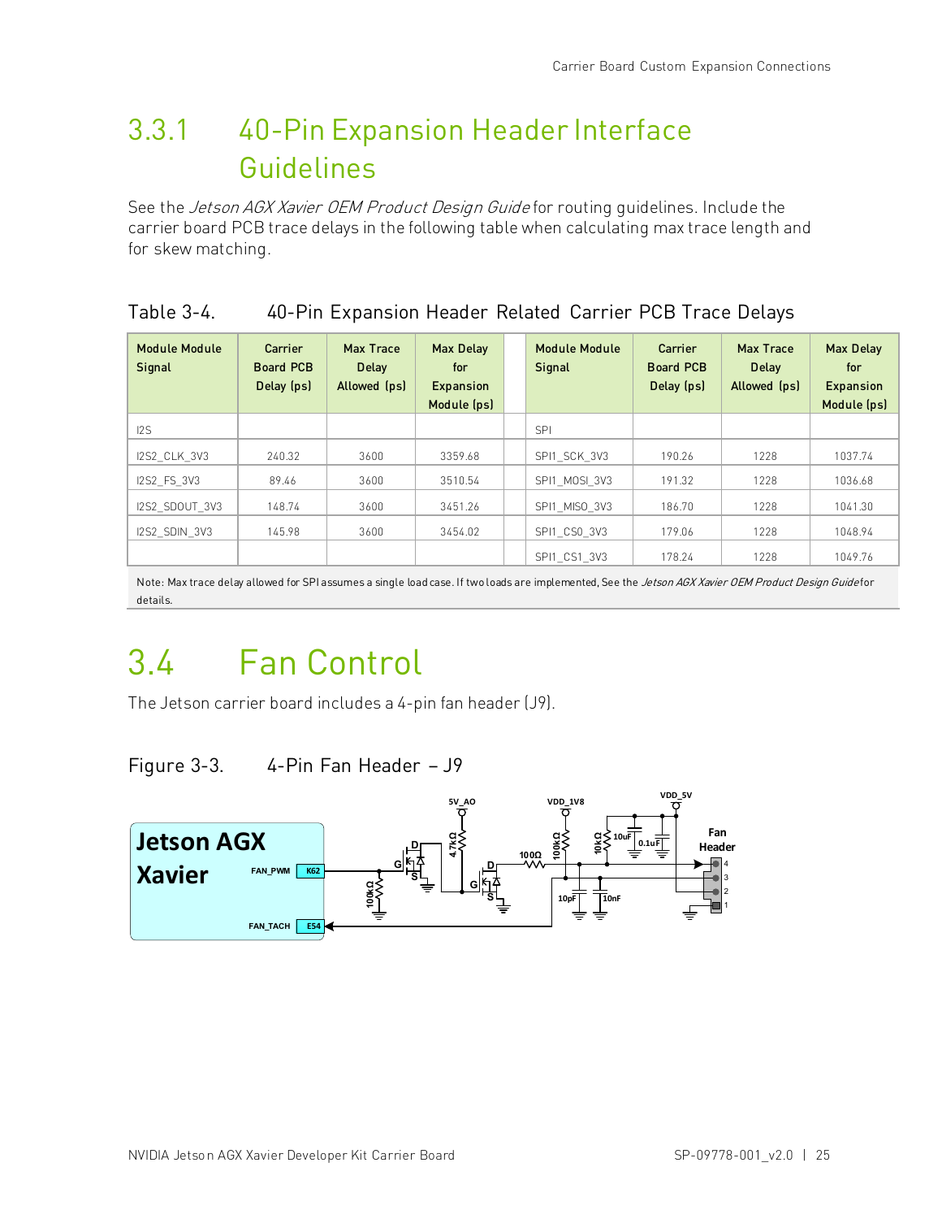## 3.3.1 40-Pin Expansion Header Interface Guidelines

See the *Jetson AGX Xavier OEM Product Design Guide* for routing guidelines. Include the carrier board PCB trace delays in the following table when calculating max trace length and for skew matching.

Table 3-4. 40-Pin Expansion Header Related Carrier PCB Trace Delays

| Module Module Signal | Carrier Board PCB Delay (ps) | Max Trace Delay Allowed (ps) | Max Delay for Expansion Module (ps) | | Module Module Signal | Carrier Board PCB Delay (ps) | Max Trace Delay Allowed (ps) | Max Delay for Expansion Module (ps) |
|---|---|---|---|---|---|---|---|---|
| I2S | | | | | SPI | | | |
| I2S2_CLK_3V3 | 240.32 | 3600 | 3359.68 | | SPI1_SCK_3V3 | 190.26 | 1228 | 1037.74 |
| I2S2_FS_3V3 | 89.46 | 3600 | 3510.54 | | SPI1_MOSI_3V3 | 191.32 | 1228 | 1036.68 |
| I2S2_SDOUT_3V3 | 148.74 | 3600 | 3451.26 | | SPI1_MISO_3V3 | 186.70 | 1228 | 1041.30 |
| I2S2_SDIN_3V3 | 145.98 | 3600 | 3454.02 | | SPI1_CS0_3V3 | 179.06 | 1228 | 1048.94 |
| | | | | | SPI1_CS1_3V3 | 178.24 | 1228 | 1049.76 |

Note: Max trace delay allowed for SPI assumes a single load case. If two loads are implemented, See the *Jetson AGX Xavier OEM Product Design Guide* for details.

# 3.4 Fan Control

The Jetson carrier board includes a 4-pin fan header (J9).

Figure 3-3. 4-Pin Fan Header – J9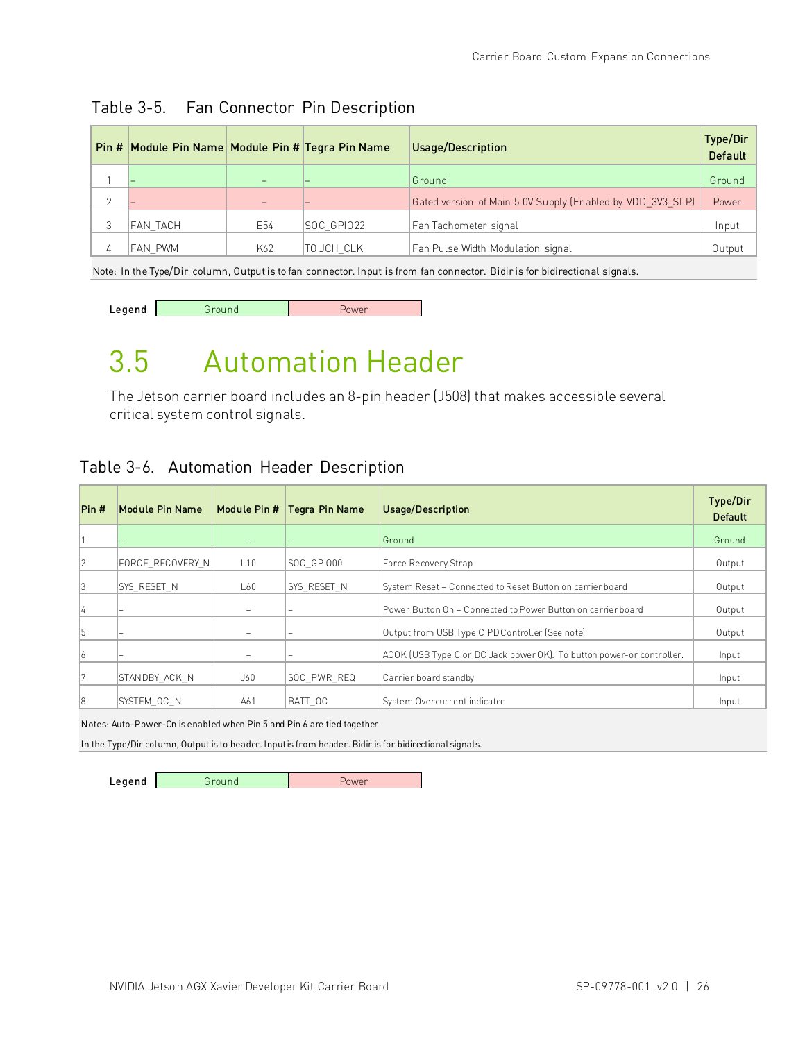Table 3-5. Fan Connector Pin Description

| Pin # | Module Pin Name | Module Pin # | Tegra Pin Name | Usage/Description | Type/Dir Default |
|---|---|---|---|---|---|
| 1 | – | – | – | Ground | Ground |
| 2 | – | – | – | Gated version of Main 5.0V Supply (Enabled by VDD_3V3_SLP) | Power |
| 3 | FAN_TACH | E54 | SOC_GPIO22 | Fan Tachometer signal | Input |
| 4 | FAN_PWM | K62 | TOUCH_CLK | Fan Pulse Width Modulation signal | Output |

Note: In the Type/Dir column, Output is to fan connector. Input is from fan connector. Bidir is for bidirectional signals.

| Legend | Ground | Power |
|---|---|---|

# 3.5 Automation Header

The Jetson carrier board includes an 8-pin header (J508) that makes accessible several critical system control signals.

Table 3-6. Automation Header Description

| Pin # | Module Pin Name | Module Pin # | Tegra Pin Name | Usage/Description | Type/Dir Default |
|---|---|---|---|---|---|
| 1 | – | – | – | Ground | Ground |
| 2 | FORCE_RECOVERY_N | L10 | SOC_GPIO00 | Force Recovery Strap | Output |
| 3 | SYS_RESET_N | L60 | SYS_RESET_N | System Reset – Connected to Reset Button on carrier board | Output |
| 4 | – | – | – | Power Button On – Connected to Power Button on carrier board | Output |
| 5 | – | – | – | Output from USB Type C PD Controller (See note) | Output |
| 6 | – | – | – | ACOK (USB Type C or DC Jack power OK). To button power-on controller. | Input |
| 7 | STANDBY_ACK_N | J60 | SOC_PWR_REQ | Carrier board standby | Input |
| 8 | SYSTEM_OC_N | A61 | BATT_OC | System Overcurrent indicator | Input |

Notes: Auto-Power-On is enabled when Pin 5 and Pin 6 are tied together

In the Type/Dir column, Output is to header. Input is from header. Bidir is for bidirectional signals.

| Legend | Ground | Power |
|---|---|---|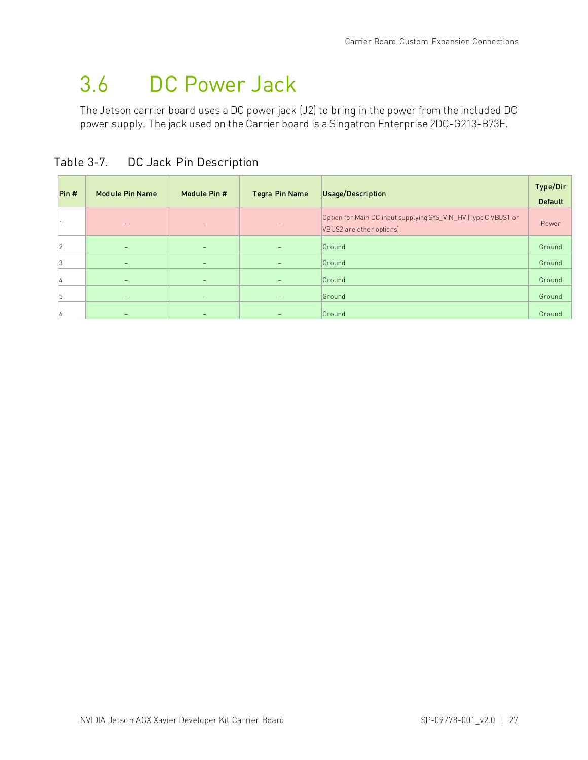## 3.6 DC Power Jack

The Jetson carrier board uses a DC power jack (J2) to bring in the power from the included DC power supply. The jack used on the Carrier board is a Singatron Enterprise 2DC-G213-B73F.

Table 3-7. DC Jack Pin Description

| Pin # | Module Pin Name | Module Pin # | Tegra Pin Name | Usage/Description | Type/Dir Default |
|---|---|---|---|---|---|
| 1 | – | – | – | Option for Main DC input supplying SYS_VIN_HV (Typc C VBUS1 or VBUS2 are other options). | Power |
| 2 | – | – | – | Ground | Ground |
| 3 | – | – | – | Ground | Ground |
| 4 | – | – | – | Ground | Ground |
| 5 | – | – | – | Ground | Ground |
| 6 | – | – | – | Ground | Ground |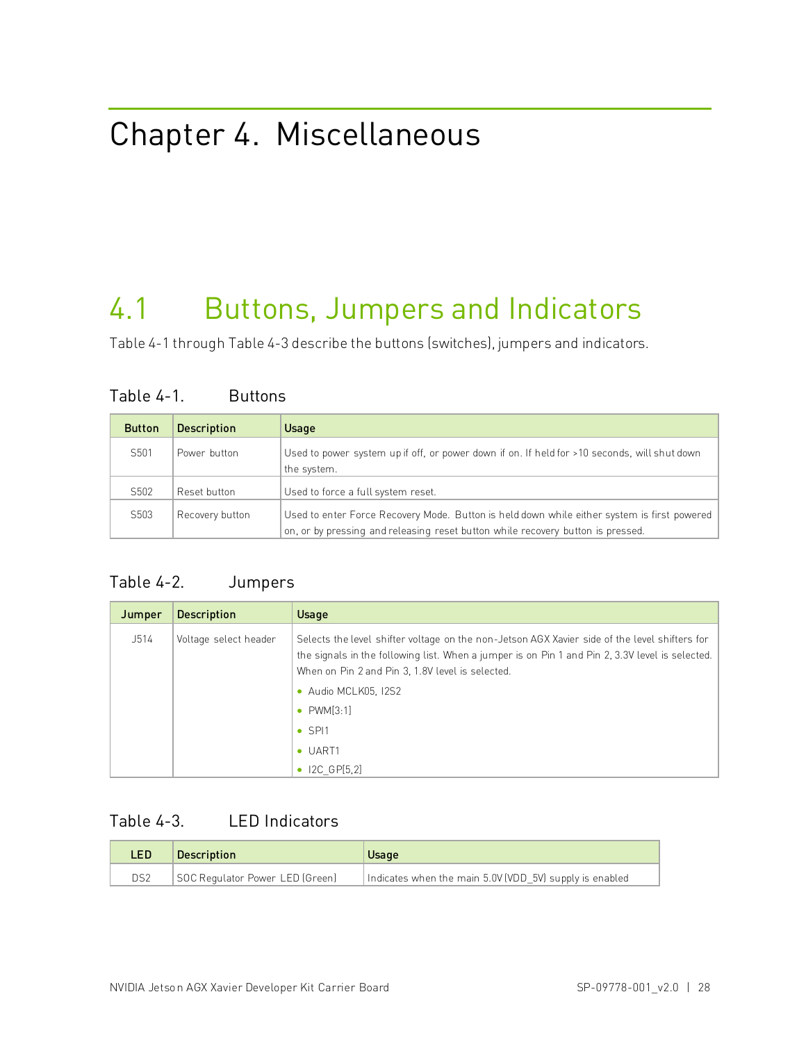# Chapter 4. Miscellaneous

## 4.1 Buttons, Jumpers and Indicators

Table 4-1 through Table 4-3 describe the buttons (switches), jumpers and indicators.

Table 4-1. Buttons

| Button | Description | Usage |
|---|---|---|
| S501 | Power button | Used to power system up if off, or power down if on. If held for >10 seconds, will shut down the system. |
| S502 | Reset button | Used to force a full system reset. |
| S503 | Recovery button | Used to enter Force Recovery Mode. Button is held down while either system is first powered on, or by pressing and releasing reset button while recovery button is pressed. |

Table 4-2. Jumpers

| Jumper | Description | Usage |
|---|---|---|
| J514 | Voltage select header | Selects the level shifter voltage on the non-Jetson AGX Xavier side of the level shifters for the signals in the following list. When a jumper is on Pin 1 and Pin 2, 3.3V level is selected. When on Pin 2 and Pin 3, 1.8V level is selected.<br>• Audio MCLK05, I2S2<br>• PWM[3:1]<br>• SPI1<br>• UART1<br>• I2C_GP[5,2] |

Table 4-3. LED Indicators

| LED | Description | Usage |
|---|---|---|
| DS2 | SOC Regulator Power LED (Green) | Indicates when the main 5.0V (VDD_5V) supply is enabled |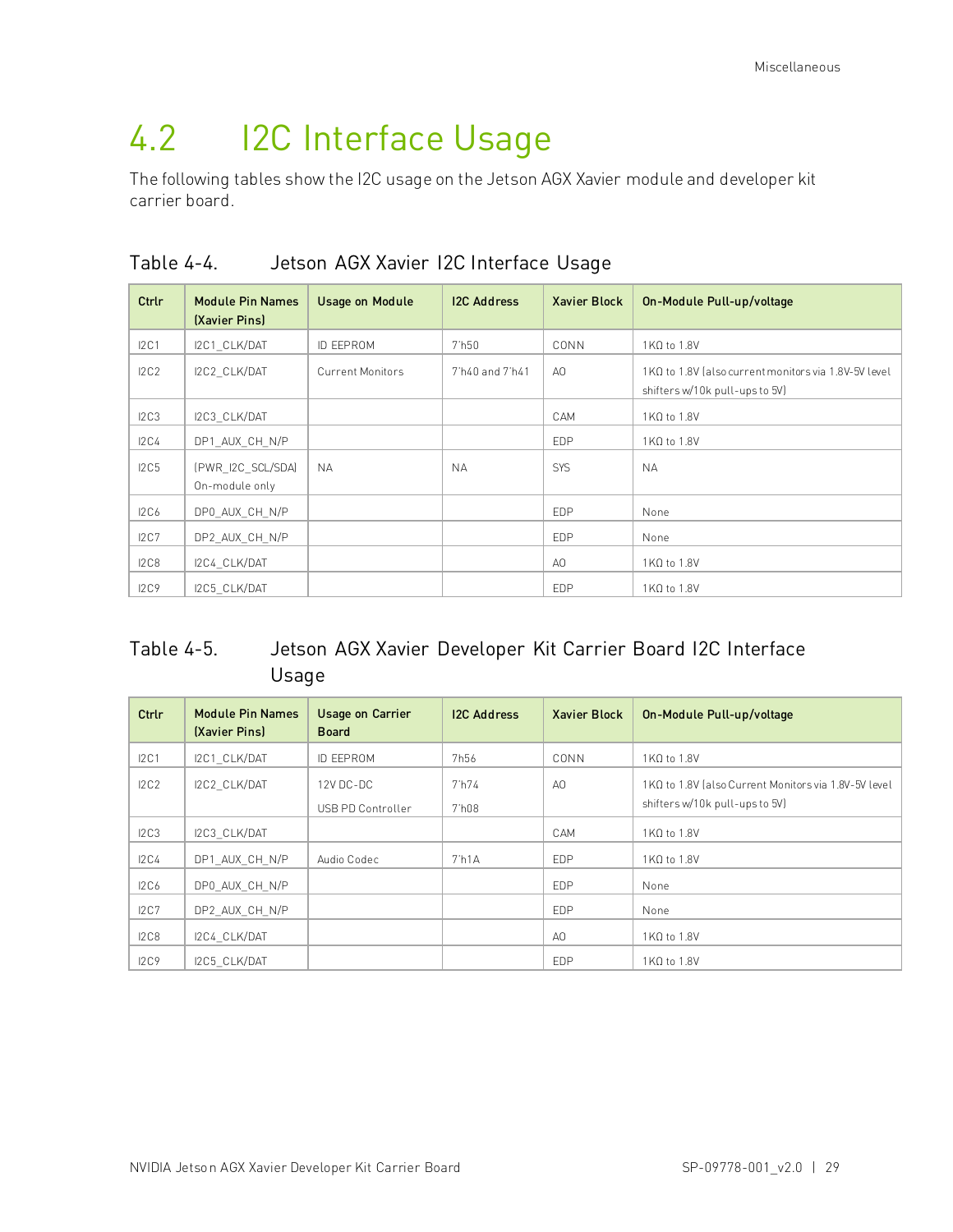## 4.2 I2C Interface Usage

The following tables show the I2C usage on the Jetson AGX Xavier module and developer kit carrier board.

Table 4-4. Jetson AGX Xavier I2C Interface Usage

| Ctrlr | Module Pin Names (Xavier Pins) | Usage on Module | I2C Address | Xavier Block | On-Module Pull-up/voltage |
|---|---|---|---|---|---|
| I2C1 | I2C1_CLK/DAT | ID EEPROM | 7'h50 | CONN | 1KΩ to 1.8V |
| I2C2 | I2C2_CLK/DAT | Current Monitors | 7'h40 and 7'h41 | AO | 1KΩ to 1.8V (also current monitors via 1.8V-5V level shifters w/10k pull-ups to 5V) |
| I2C3 | I2C3_CLK/DAT | | | CAM | 1KΩ to 1.8V |
| I2C4 | DP1_AUX_CH_N/P | | | EDP | 1KΩ to 1.8V |
| I2C5 | (PWR_I2C_SCL/SDA) On-module only | NA | NA | SYS | NA |
| I2C6 | DP0_AUX_CH_N/P | | | EDP | None |
| I2C7 | DP2_AUX_CH_N/P | | | EDP | None |
| I2C8 | I2C4_CLK/DAT | | | AO | 1KΩ to 1.8V |
| I2C9 | I2C5_CLK/DAT | | | EDP | 1KΩ to 1.8V |

Table 4-5. Jetson AGX Xavier Developer Kit Carrier Board I2C Interface Usage

| Ctrlr | Module Pin Names (Xavier Pins) | Usage on Carrier Board | I2C Address | Xavier Block | On-Module Pull-up/voltage |
|---|---|---|---|---|---|
| I2C1 | I2C1_CLK/DAT | ID EEPROM | 7h56 | CONN | 1KΩ to 1.8V |
| I2C2 | I2C2_CLK/DAT | 12V DC-DC<br>USB PD Controller | 7'h74<br>7'h08 | AO | 1KΩ to 1.8V (also Current Monitors via 1.8V-5V level shifters w/10k pull-ups to 5V) |
| I2C3 | I2C3_CLK/DAT | | | CAM | 1KΩ to 1.8V |
| I2C4 | DP1_AUX_CH_N/P | Audio Codec | 7'h1A | EDP | 1KΩ to 1.8V |
| I2C6 | DP0_AUX_CH_N/P | | | EDP | None |
| I2C7 | DP2_AUX_CH_N/P | | | EDP | None |
| I2C8 | I2C4_CLK/DAT | | | AO | 1KΩ to 1.8V |
| I2C9 | I2C5_CLK/DAT | | | EDP | 1KΩ to 1.8V |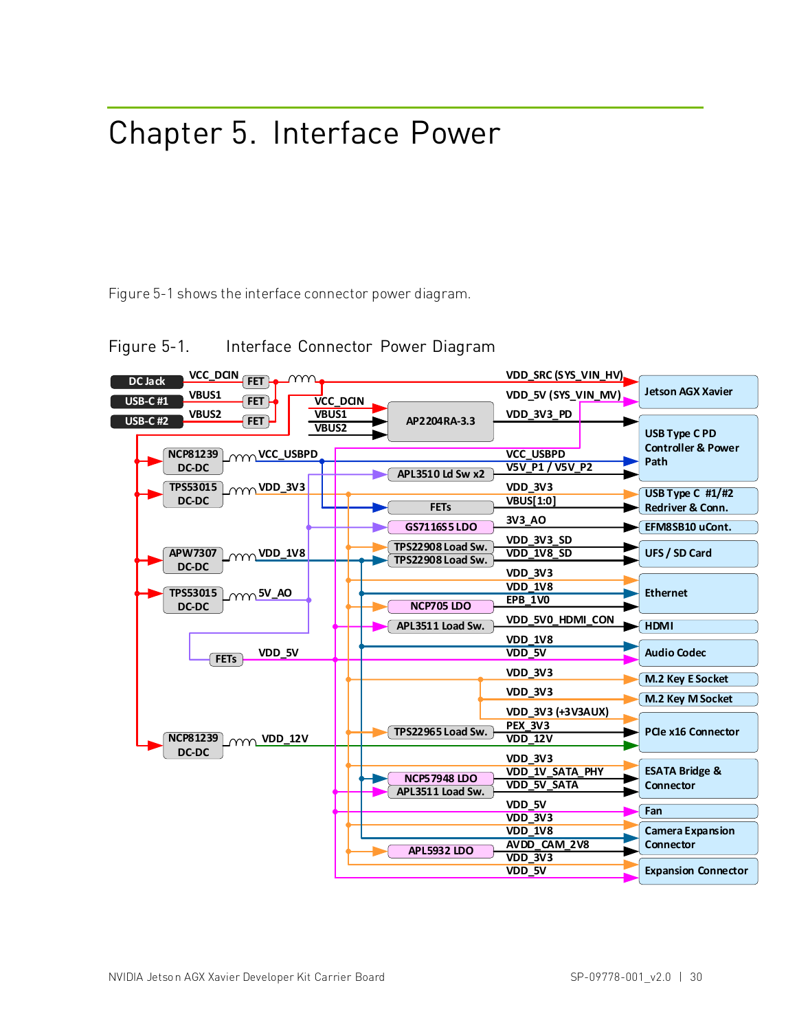# Chapter 5. Interface Power

Figure 5-1 shows the interface connector power diagram.

Figure 5-1. Interface Connector Power Diagram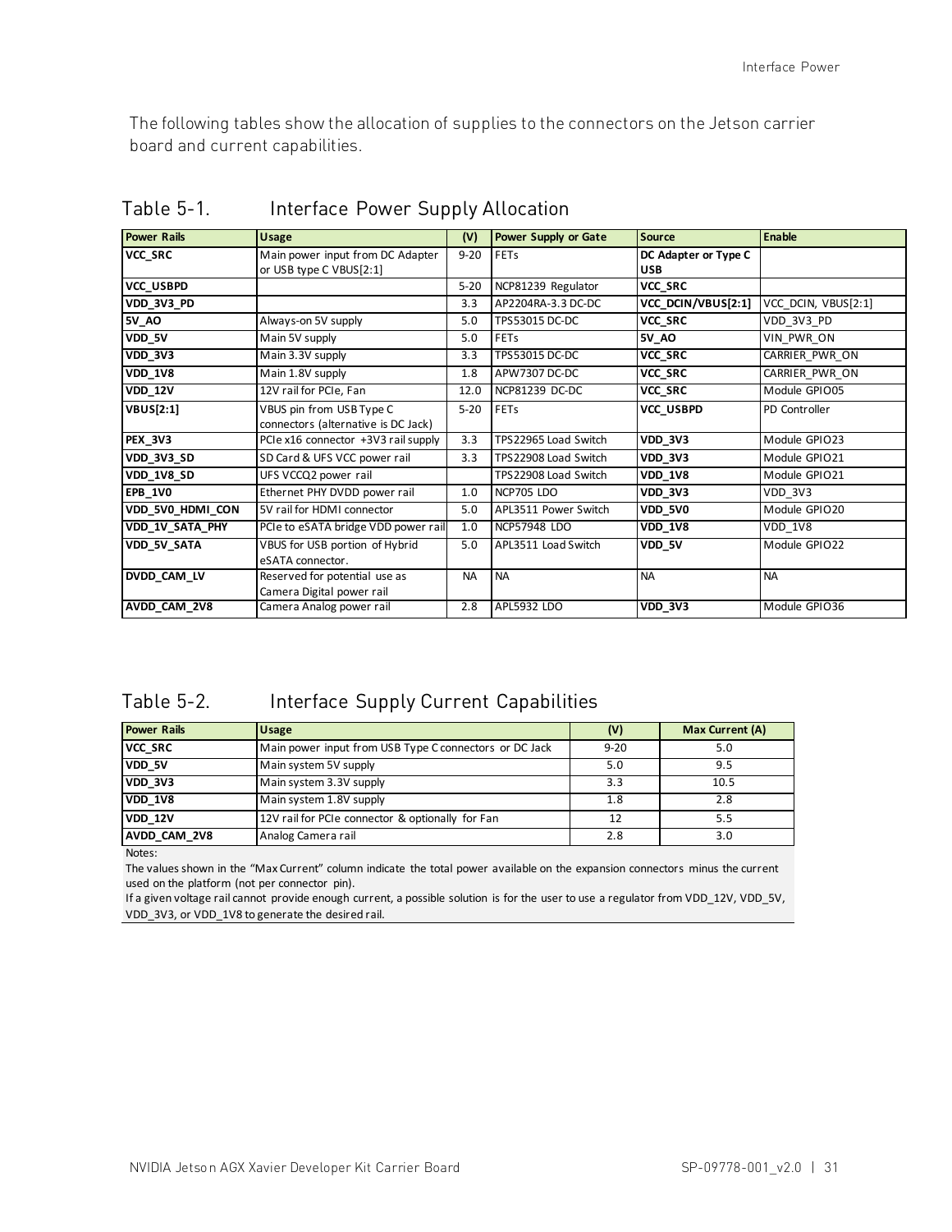The following tables show the allocation of supplies to the connectors on the Jetson carrier board and current capabilities.

## Table 5-1. Interface Power Supply Allocation

| Power Rails | Usage | (V) | Power Supply or Gate | Source | Enable |
|---|---|---|---|---|---|
| **VCC_SRC** | Main power input from DC Adapter or USB type C VBUS[2:1] | 9-20 | FETs | **DC Adapter or Type C USB** | |
| **VCC_USBPD** | | 5-20 | NCP81239 Regulator | **VCC_SRC** | |
| **VDD_3V3_PD** | | 3.3 | AP2204RA-3.3 DC-DC | **VCC_DCIN/VBUS[2:1]** | VCC_DCIN, VBUS[2:1] |
| **5V_AO** | Always-on 5V supply | 5.0 | TPS53015 DC-DC | **VCC_SRC** | VDD_3V3_PD |
| **VDD_5V** | Main 5V supply | 5.0 | FETs | **5V_AO** | VIN_PWR_ON |
| **VDD_3V3** | Main 3.3V supply | 3.3 | TPS53015 DC-DC | **VCC_SRC** | CARRIER_PWR_ON |
| **VDD_1V8** | Main 1.8V supply | 1.8 | APW7307 DC-DC | **VCC_SRC** | CARRIER_PWR_ON |
| **VDD_12V** | 12V rail for PCIe, Fan | 12.0 | NCP81239 DC-DC | **VCC_SRC** | Module GPIO05 |
| **VBUS[2:1]** | VBUS pin from USB Type C connectors (alternative is DC Jack) | 5-20 | FETs | **VCC_USBPD** | PD Controller |
| **PEX_3V3** | PCIe x16 connector +3V3 rail supply | 3.3 | TPS22965 Load Switch | **VDD_3V3** | Module GPIO23 |
| **VDD_3V3_SD** | SD Card & UFS VCC power rail | 3.3 | TPS22908 Load Switch | **VDD_3V3** | Module GPIO21 |
| **VDD_1V8_SD** | UFS VCCQ2 power rail | | TPS22908 Load Switch | **VDD_1V8** | Module GPIO21 |
| **EPB_1V0** | Ethernet PHY DVDD power rail | 1.0 | NCP705 LDO | **VDD_3V3** | VDD_3V3 |
| **VDD_5V0_HDMI_CON** | 5V rail for HDMI connector | 5.0 | APL3511 Power Switch | **VDD_5V0** | Module GPIO20 |
| **VDD_1V_SATA_PHY** | PCIe to eSATA bridge VDD power rail | 1.0 | NCP57948 LDO | **VDD_1V8** | VDD_1V8 |
| **VDD_5V_SATA** | VBUS for USB portion of Hybrid eSATA connector. | 5.0 | APL3511 Load Switch | **VDD_5V** | Module GPIO22 |
| **DVDD_CAM_LV** | Reserved for potential use as Camera Digital power rail | NA | NA | NA | NA |
| **AVDD_CAM_2V8** | Camera Analog power rail | 2.8 | APL5932 LDO | **VDD_3V3** | Module GPIO36 |

## Table 5-2. Interface Supply Current Capabilities

| Power Rails | Usage | (V) | Max Current (A) |
|---|---|---|---|
| **VCC_SRC** | Main power input from USB Type C connectors or DC Jack | 9-20 | 5.0 |
| **VDD_5V** | Main system 5V supply | 5.0 | 9.5 |
| **VDD_3V3** | Main system 3.3V supply | 3.3 | 10.5 |
| **VDD_1V8** | Main system 1.8V supply | 1.8 | 2.8 |
| **VDD_12V** | 12V rail for PCIe connector & optionally for Fan | 12 | 5.5 |
| **AVDD_CAM_2V8** | Analog Camera rail | 2.8 | 3.0 |

Notes:

The values shown in the “Max Current” column indicate the total power available on the expansion connectors minus the current used on the platform (not per connector pin).

If a given voltage rail cannot provide enough current, a possible solution is for the user to use a regulator from VDD_12V, VDD_5V, VDD_3V3, or VDD_1V8 to generate the desired rail.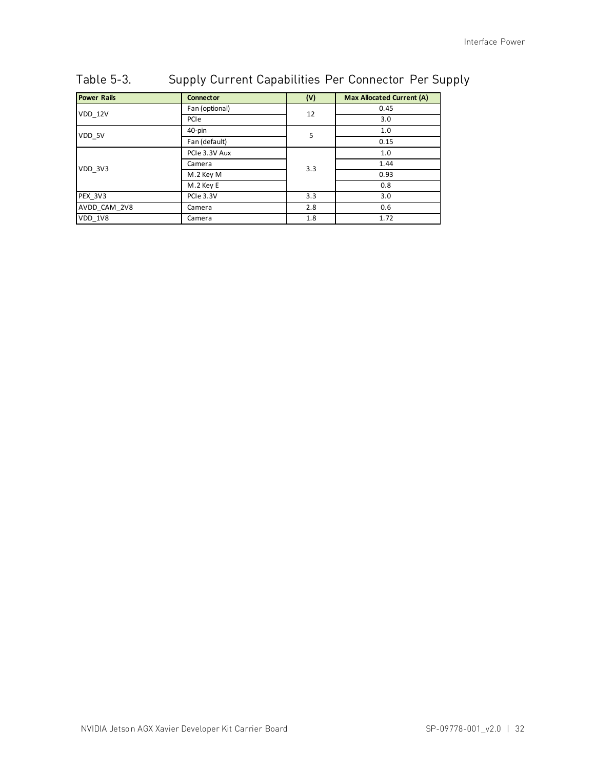Table 5-3. Supply Current Capabilities Per Connector Per Supply

| Power Rails | Connector | (V) | Max Allocated Current (A) |
|---|---|---|---|
| VDD_12V | Fan (optional) | 12 | 0.45 |
| | PCIe | | 3.0 |
| VDD_5V | 40-pin | 5 | 1.0 |
| | Fan (default) | | 0.15 |
| VDD_3V3 | PCIe 3.3V Aux | 3.3 | 1.0 |
| | Camera | | 1.44 |
| | M.2 Key M | | 0.93 |
| | M.2 Key E | | 0.8 |
| PEX_3V3 | PCIe 3.3V | 3.3 | 3.0 |
| AVDD_CAM_2V8 | Camera | 2.8 | 0.6 |
| VDD_1V8 | Camera | 1.8 | 1.72 |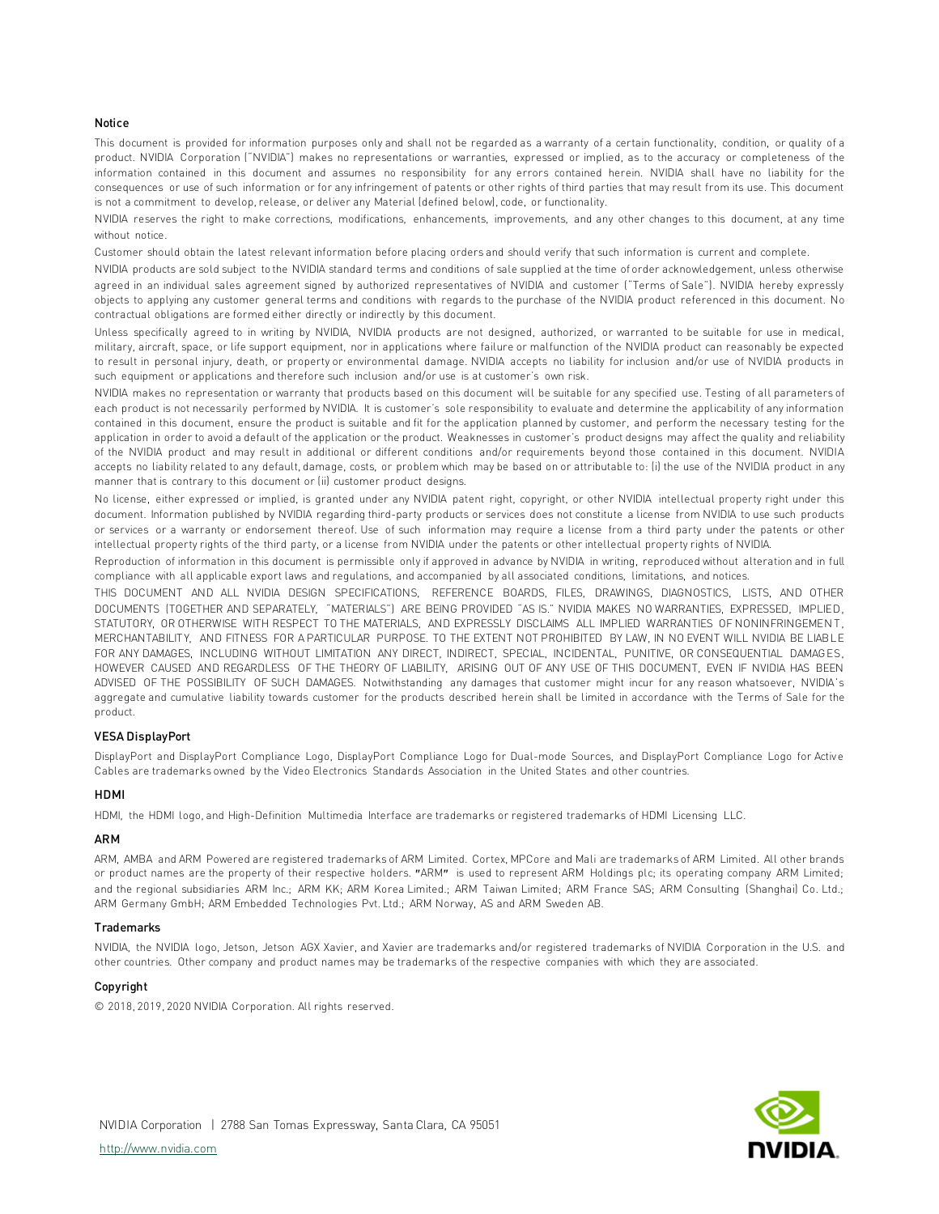### Notice

This document is provided for information purposes only and shall not be regarded as a warranty of a certain functionality, condition, or quality of a product. NVIDIA Corporation ("NVIDIA") makes no representations or warranties, expressed or implied, as to the accuracy or completeness of the information contained in this document and assumes no responsibility for any errors contained herein. NVIDIA shall have no liability for the consequences or use of such information or for any infringement of patents or other rights of third parties that may result from its use. This document is not a commitment to develop, release, or deliver any Material (defined below), code, or functionality.

NVIDIA reserves the right to make corrections, modifications, enhancements, improvements, and any other changes to this document, at any time without notice.

Customer should obtain the latest relevant information before placing orders and should verify that such information is current and complete.

NVIDIA products are sold subject to the NVIDIA standard terms and conditions of sale supplied at the time of order acknowledgement, unless otherwise agreed in an individual sales agreement signed by authorized representatives of NVIDIA and customer ("Terms of Sale"). NVIDIA hereby expressly objects to applying any customer general terms and conditions with regards to the purchase of the NVIDIA product referenced in this document. No contractual obligations are formed either directly or indirectly by this document.

Unless specifically agreed to in writing by NVIDIA, NVIDIA products are not designed, authorized, or warranted to be suitable for use in medical, military, aircraft, space, or life support equipment, nor in applications where failure or malfunction of the NVIDIA product can reasonably be expected to result in personal injury, death, or property or environmental damage. NVIDIA accepts no liability for inclusion and/or use of NVIDIA products in such equipment or applications and therefore such inclusion and/or use is at customer's own risk.

NVIDIA makes no representation or warranty that products based on this document will be suitable for any specified use. Testing of all parameters of each product is not necessarily performed by NVIDIA. It is customer's sole responsibility to evaluate and determine the applicability of any information contained in this document, ensure the product is suitable and fit for the application planned by customer, and perform the necessary testing for the application in order to avoid a default of the application or the product. Weaknesses in customer's product designs may affect the quality and reliability of the NVIDIA product and may result in additional or different conditions and/or requirements beyond those contained in this document. NVIDIA accepts no liability related to any default, damage, costs, or problem which may be based on or attributable to: (i) the use of the NVIDIA product in any manner that is contrary to this document or (ii) customer product designs.

No license, either expressed or implied, is granted under any NVIDIA patent right, copyright, or other NVIDIA intellectual property right under this document. Information published by NVIDIA regarding third-party products or services does not constitute a license from NVIDIA to use such products or services or a warranty or endorsement thereof. Use of such information may require a license from a third party under the patents or other intellectual property rights of the third party, or a license from NVIDIA under the patents or other intellectual property rights of NVIDIA.

Reproduction of information in this document is permissible only if approved in advance by NVIDIA in writing, reproduced without alteration and in full compliance with all applicable export laws and regulations, and accompanied by all associated conditions, limitations, and notices.

THIS DOCUMENT AND ALL NVIDIA DESIGN SPECIFICATIONS, REFERENCE BOARDS, FILES, DRAWINGS, DIAGNOSTICS, LISTS, AND OTHER DOCUMENTS (TOGETHER AND SEPARATELY, "MATERIALS") ARE BEING PROVIDED "AS IS." NVIDIA MAKES NO WARRANTIES, EXPRESSED, IMPLIED, STATUTORY, OR OTHERWISE WITH RESPECT TO THE MATERIALS, AND EXPRESSLY DISCLAIMS ALL IMPLIED WARRANTIES OF NONINFRINGEMENT, MERCHANTABILITY, AND FITNESS FOR A PARTICULAR PURPOSE. TO THE EXTENT NOT PROHIBITED BY LAW, IN NO EVENT WILL NVIDIA BE LIABLE FOR ANY DAMAGES, INCLUDING WITHOUT LIMITATION ANY DIRECT, INDIRECT, SPECIAL, INCIDENTAL, PUNITIVE, OR CONSEQUENTIAL DAMAGES, HOWEVER CAUSED AND REGARDLESS OF THE THEORY OF LIABILITY, ARISING OUT OF ANY USE OF THIS DOCUMENT, EVEN IF NVIDIA HAS BEEN ADVISED OF THE POSSIBILITY OF SUCH DAMAGES. Notwithstanding any damages that customer might incur for any reason whatsoever, NVIDIA's aggregate and cumulative liability towards customer for the products described herein shall be limited in accordance with the Terms of Sale for the product.

### VESA DisplayPort

DisplayPort and DisplayPort Compliance Logo, DisplayPort Compliance Logo for Dual-mode Sources, and DisplayPort Compliance Logo for Active Cables are trademarks owned by the Video Electronics Standards Association in the United States and other countries.

### HDMI

HDMI, the HDMI logo, and High-Definition Multimedia Interface are trademarks or registered trademarks of HDMI Licensing LLC.

### ARM

ARM, AMBA and ARM Powered are registered trademarks of ARM Limited. Cortex, MPCore and Mali are trademarks of ARM Limited. All other brands or product names are the property of their respective holders. "ARM" is used to represent ARM Holdings plc; its operating company ARM Limited; and the regional subsidiaries ARM Inc.; ARM KK; ARM Korea Limited.; ARM Taiwan Limited; ARM France SAS; ARM Consulting (Shanghai) Co. Ltd.; ARM Germany GmbH; ARM Embedded Technologies Pvt. Ltd.; ARM Norway, AS and ARM Sweden AB.

### Trademarks

NVIDIA, the NVIDIA logo, Jetson, Jetson AGX Xavier, and Xavier are trademarks and/or registered trademarks of NVIDIA Corporation in the U.S. and other countries. Other company and product names may be trademarks of the respective companies with which they are associated.

### Copyright

© 2018, 2019, 2020 NVIDIA Corporation. All rights reserved.

NVIDIA Corporation | 2788 San Tomas Expressway, Santa Clara, CA 95051

http://www.nvidia.com